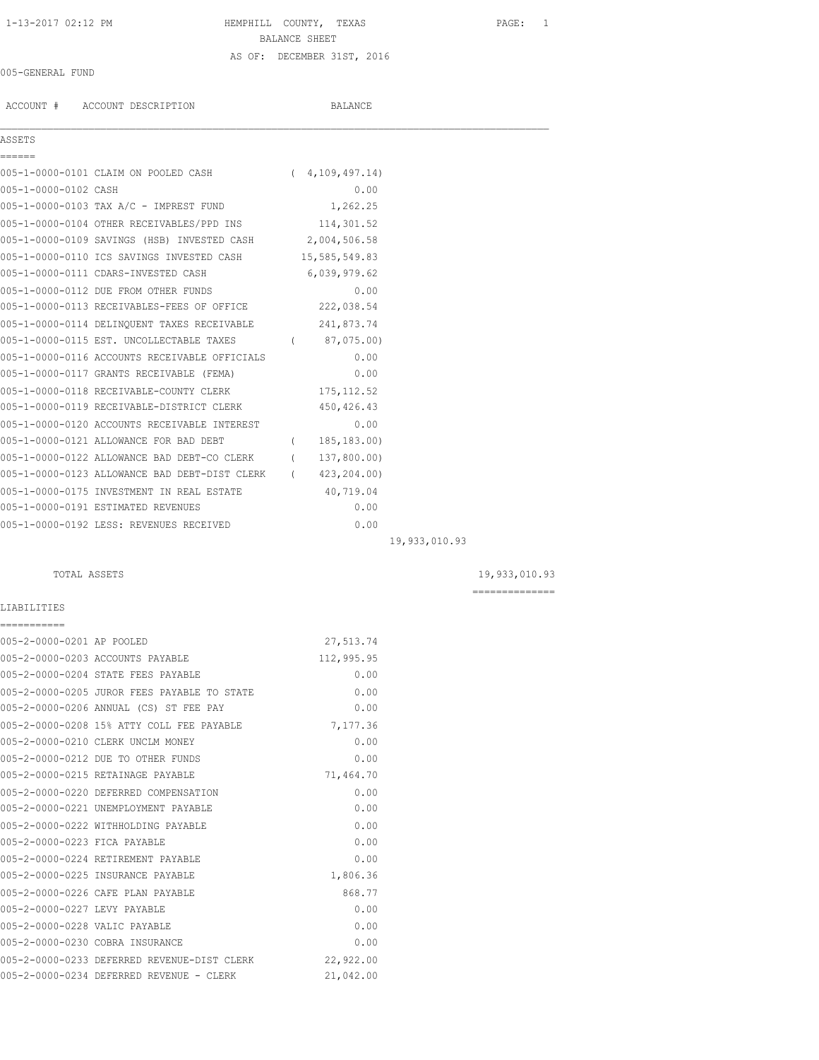# HEMPHILL COUNTY, TEXAS

## BALANCE SHEET

AS OF: DECEMBER 31ST, 2016

1-13-2017 02:12 PM

005-GENERAL FUND

| ACCOUNT # | ACCOUNT DESCRIPTION | BALANCE | | |
|---|---|---|---|---|
| **ASSETS** | | | | |
| 005-1-0000-0101 | CLAIM ON POOLED CASH | ( 4,109,497.14) | | |
| 005-1-0000-0102 | CASH | 0.00 | | |
| 005-1-0000-0103 | TAX A/C - IMPREST FUND | 1,262.25 | | |
| 005-1-0000-0104 | OTHER RECEIVABLES/PPD INS | 114,301.52 | | |
| 005-1-0000-0109 | SAVINGS (HSB) INVESTED CASH | 2,004,506.58 | | |
| 005-1-0000-0110 | ICS SAVINGS INVESTED CASH | 15,585,549.83 | | |
| 005-1-0000-0111 | CDARS-INVESTED CASH | 6,039,979.62 | | |
| 005-1-0000-0112 | DUE FROM OTHER FUNDS | 0.00 | | |
| 005-1-0000-0113 | RECEIVABLES-FEES OF OFFICE | 222,038.54 | | |
| 005-1-0000-0114 | DELINQUENT TAXES RECEIVABLE | 241,873.74 | | |
| 005-1-0000-0115 | EST. UNCOLLECTABLE TAXES | ( 87,075.00) | | |
| 005-1-0000-0116 | ACCOUNTS RECEIVABLE OFFICIALS | 0.00 | | |
| 005-1-0000-0117 | GRANTS RECEIVABLE (FEMA) | 0.00 | | |
| 005-1-0000-0118 | RECEIVABLE-COUNTY CLERK | 175,112.52 | | |
| 005-1-0000-0119 | RECEIVABLE-DISTRICT CLERK | 450,426.43 | | |
| 005-1-0000-0120 | ACCOUNTS RECEIVABLE INTEREST | 0.00 | | |
| 005-1-0000-0121 | ALLOWANCE FOR BAD DEBT | ( 185,183.00) | | |
| 005-1-0000-0122 | ALLOWANCE BAD DEBT-CO CLERK | ( 137,800.00) | | |
| 005-1-0000-0123 | ALLOWANCE BAD DEBT-DIST CLERK | ( 423,204.00) | | |
| 005-1-0000-0175 | INVESTMENT IN REAL ESTATE | 40,719.04 | | |
| 005-1-0000-0191 | ESTIMATED REVENUES | 0.00 | | |
| 005-1-0000-0192 | LESS: REVENUES RECEIVED | 0.00 | | |
| | | | 19,933,010.93 | |
| | TOTAL ASSETS | | | 19,933,010.93 |
| **LIABILITIES** | | | | |
| 005-2-0000-0201 | AP POOLED | 27,513.74 | | |
| 005-2-0000-0203 | ACCOUNTS PAYABLE | 112,995.95 | | |
| 005-2-0000-0204 | STATE FEES PAYABLE | 0.00 | | |
| 005-2-0000-0205 | JUROR FEES PAYABLE TO STATE | 0.00 | | |
| 005-2-0000-0206 | ANNUAL (CS) ST FEE PAY | 0.00 | | |
| 005-2-0000-0208 | 15% ATTY COLL FEE PAYABLE | 7,177.36 | | |
| 005-2-0000-0210 | CLERK UNCLM MONEY | 0.00 | | |
| 005-2-0000-0212 | DUE TO OTHER FUNDS | 0.00 | | |
| 005-2-0000-0215 | RETAINAGE PAYABLE | 71,464.70 | | |
| 005-2-0000-0220 | DEFERRED COMPENSATION | 0.00 | | |
| 005-2-0000-0221 | UNEMPLOYMENT PAYABLE | 0.00 | | |
| 005-2-0000-0222 | WITHHOLDING PAYABLE | 0.00 | | |
| 005-2-0000-0223 | FICA PAYABLE | 0.00 | | |
| 005-2-0000-0224 | RETIREMENT PAYABLE | 0.00 | | |
| 005-2-0000-0225 | INSURANCE PAYABLE | 1,806.36 | | |
| 005-2-0000-0226 | CAFE PLAN PAYABLE | 868.77 | | |
| 005-2-0000-0227 | LEVY PAYABLE | 0.00 | | |
| 005-2-0000-0228 | VALIC PAYABLE | 0.00 | | |
| 005-2-0000-0230 | COBRA INSURANCE | 0.00 | | |
| 005-2-0000-0233 | DEFERRED REVENUE-DIST CLERK | 22,922.00 | | |
| 005-2-0000-0234 | DEFERRED REVENUE - CLERK | 21,042.00 | | |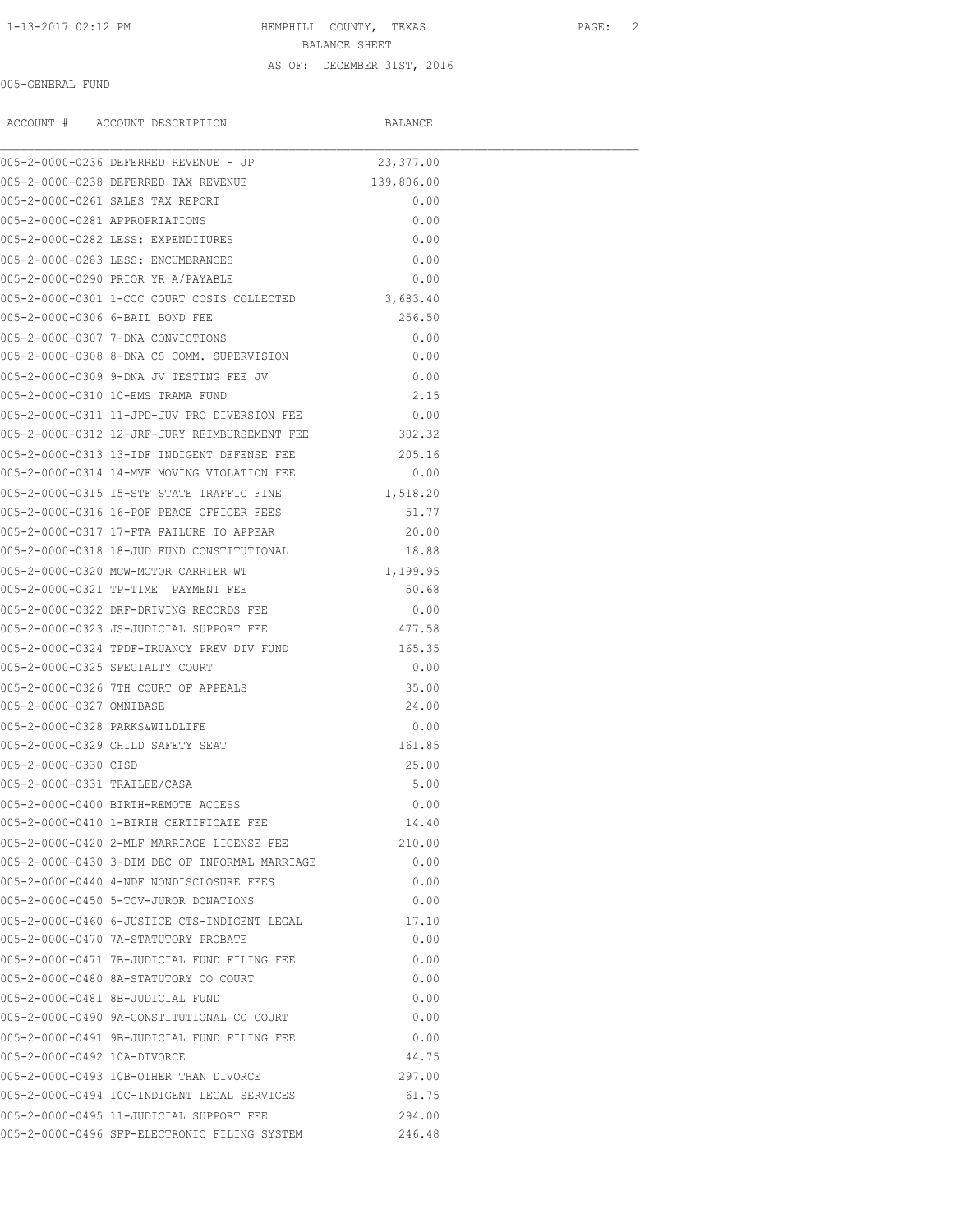HEMPHILL COUNTY, TEXAS

BALANCE SHEET

AS OF: DECEMBER 31ST, 2016

005-GENERAL FUND

| ACCOUNT # | ACCOUNT DESCRIPTION | BALANCE |
|---|---|---|
| 005-2-0000-0236 | DEFERRED REVENUE - JP | 23,377.00 |
| 005-2-0000-0238 | DEFERRED TAX REVENUE | 139,806.00 |
| 005-2-0000-0261 | SALES TAX REPORT | 0.00 |
| 005-2-0000-0281 | APPROPRIATIONS | 0.00 |
| 005-2-0000-0282 | LESS: EXPENDITURES | 0.00 |
| 005-2-0000-0283 | LESS: ENCUMBRANCES | 0.00 |
| 005-2-0000-0290 | PRIOR YR A/PAYABLE | 0.00 |
| 005-2-0000-0301 | 1-CCC COURT COSTS COLLECTED | 3,683.40 |
| 005-2-0000-0306 | 6-BAIL BOND FEE | 256.50 |
| 005-2-0000-0307 | 7-DNA CONVICTIONS | 0.00 |
| 005-2-0000-0308 | 8-DNA CS COMM. SUPERVISION | 0.00 |
| 005-2-0000-0309 | 9-DNA JV TESTING FEE JV | 0.00 |
| 005-2-0000-0310 | 10-EMS TRAMA FUND | 2.15 |
| 005-2-0000-0311 | 11-JPD-JUV PRO DIVERSION FEE | 0.00 |
| 005-2-0000-0312 | 12-JRF-JURY REIMBURSEMENT FEE | 302.32 |
| 005-2-0000-0313 | 13-IDF INDIGENT DEFENSE FEE | 205.16 |
| 005-2-0000-0314 | 14-MVF MOVING VIOLATION FEE | 0.00 |
| 005-2-0000-0315 | 15-STF STATE TRAFFIC FINE | 1,518.20 |
| 005-2-0000-0316 | 16-POF PEACE OFFICER FEES | 51.77 |
| 005-2-0000-0317 | 17-FTA FAILURE TO APPEAR | 20.00 |
| 005-2-0000-0318 | 18-JUD FUND CONSTITUTIONAL | 18.88 |
| 005-2-0000-0320 | MCW-MOTOR CARRIER WT | 1,199.95 |
| 005-2-0000-0321 | TP-TIME PAYMENT FEE | 50.68 |
| 005-2-0000-0322 | DRF-DRIVING RECORDS FEE | 0.00 |
| 005-2-0000-0323 | JS-JUDICIAL SUPPORT FEE | 477.58 |
| 005-2-0000-0324 | TPDF-TRUANCY PREV DIV FUND | 165.35 |
| 005-2-0000-0325 | SPECIALTY COURT | 0.00 |
| 005-2-0000-0326 | 7TH COURT OF APPEALS | 35.00 |
| 005-2-0000-0327 | OMNIBASE | 24.00 |
| 005-2-0000-0328 | PARKS&WILDLIFE | 0.00 |
| 005-2-0000-0329 | CHILD SAFETY SEAT | 161.85 |
| 005-2-0000-0330 | CISD | 25.00 |
| 005-2-0000-0331 | TRAILEE/CASA | 5.00 |
| 005-2-0000-0400 | BIRTH-REMOTE ACCESS | 0.00 |
| 005-2-0000-0410 | 1-BIRTH CERTIFICATE FEE | 14.40 |
| 005-2-0000-0420 | 2-MLF MARRIAGE LICENSE FEE | 210.00 |
| 005-2-0000-0430 | 3-DIM DEC OF INFORMAL MARRIAGE | 0.00 |
| 005-2-0000-0440 | 4-NDF NONDISCLOSURE FEES | 0.00 |
| 005-2-0000-0450 | 5-TCV-JUROR DONATIONS | 0.00 |
| 005-2-0000-0460 | 6-JUSTICE CTS-INDIGENT LEGAL | 17.10 |
| 005-2-0000-0470 | 7A-STATUTORY PROBATE | 0.00 |
| 005-2-0000-0471 | 7B-JUDICIAL FUND FILING FEE | 0.00 |
| 005-2-0000-0480 | 8A-STATUTORY CO COURT | 0.00 |
| 005-2-0000-0481 | 8B-JUDICIAL FUND | 0.00 |
| 005-2-0000-0490 | 9A-CONSTITUTIONAL CO COURT | 0.00 |
| 005-2-0000-0491 | 9B-JUDICIAL FUND FILING FEE | 0.00 |
| 005-2-0000-0492 | 10A-DIVORCE | 44.75 |
| 005-2-0000-0493 | 10B-OTHER THAN DIVORCE | 297.00 |
| 005-2-0000-0494 | 10C-INDIGENT LEGAL SERVICES | 61.75 |
| 005-2-0000-0495 | 11-JUDICIAL SUPPORT FEE | 294.00 |
| 005-2-0000-0496 | SFP-ELECTRONIC FILING SYSTEM | 246.48 |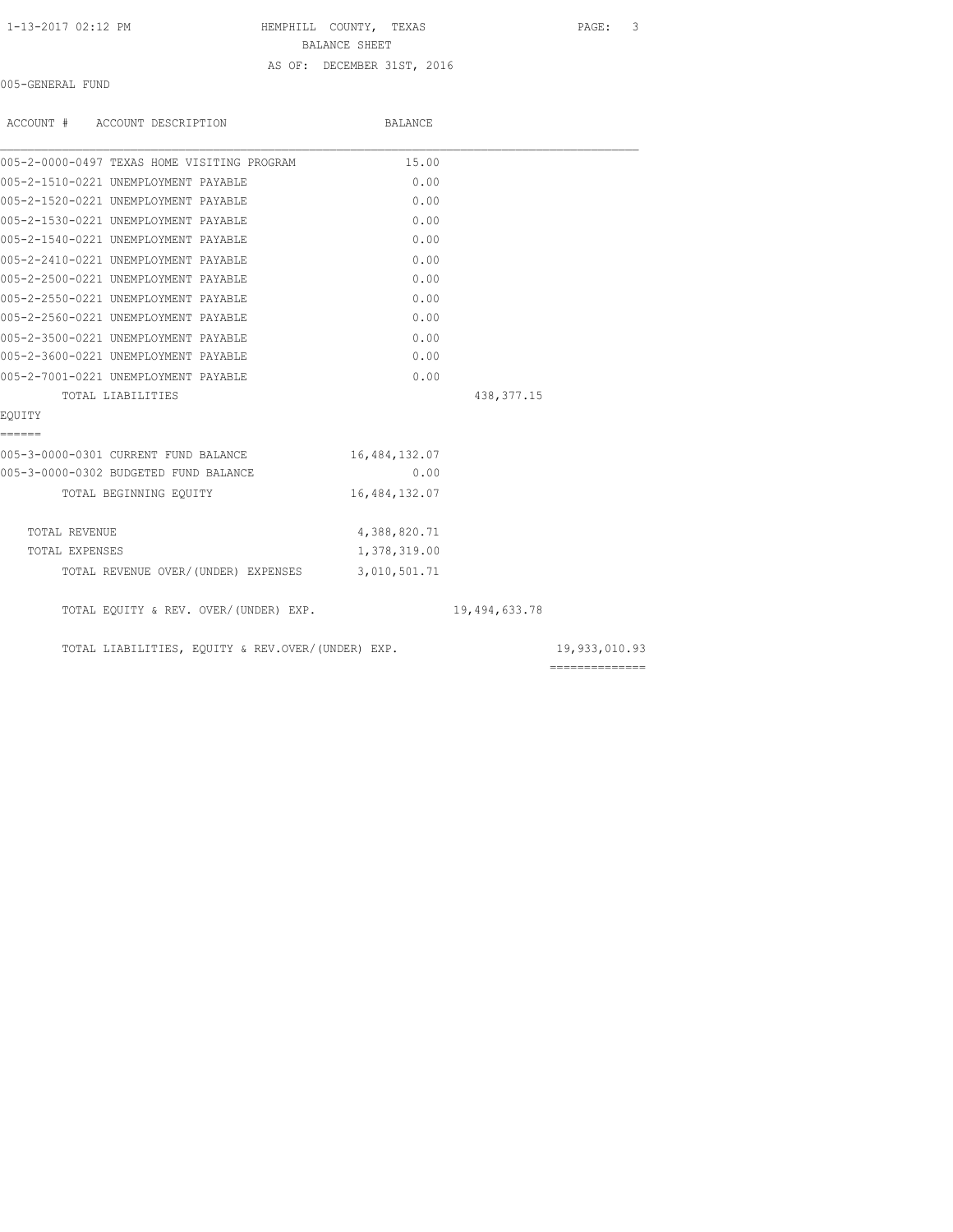HEMPHILL COUNTY, TEXAS

BALANCE SHEET

AS OF: DECEMBER 31ST, 2016

005-GENERAL FUND

| ACCOUNT # ACCOUNT DESCRIPTION | BALANCE | | |
|---|---|---|---|
| 005-2-0000-0497 TEXAS HOME VISITING PROGRAM | 15.00 | | |
| 005-2-1510-0221 UNEMPLOYMENT PAYABLE | 0.00 | | |
| 005-2-1520-0221 UNEMPLOYMENT PAYABLE | 0.00 | | |
| 005-2-1530-0221 UNEMPLOYMENT PAYABLE | 0.00 | | |
| 005-2-1540-0221 UNEMPLOYMENT PAYABLE | 0.00 | | |
| 005-2-2410-0221 UNEMPLOYMENT PAYABLE | 0.00 | | |
| 005-2-2500-0221 UNEMPLOYMENT PAYABLE | 0.00 | | |
| 005-2-2550-0221 UNEMPLOYMENT PAYABLE | 0.00 | | |
| 005-2-2560-0221 UNEMPLOYMENT PAYABLE | 0.00 | | |
| 005-2-3500-0221 UNEMPLOYMENT PAYABLE | 0.00 | | |
| 005-2-3600-0221 UNEMPLOYMENT PAYABLE | 0.00 | | |
| 005-2-7001-0221 UNEMPLOYMENT PAYABLE | 0.00 | | |
| TOTAL LIABILITIES | | 438,377.15 | |

EQUITY
======

| ACCOUNT # ACCOUNT DESCRIPTION | BALANCE | | |
|---|---|---|---|
| 005-3-0000-0301 CURRENT FUND BALANCE | 16,484,132.07 | | |
| 005-3-0000-0302 BUDGETED FUND BALANCE | 0.00 | | |
| TOTAL BEGINNING EQUITY | 16,484,132.07 | | |
| TOTAL REVENUE | 4,388,820.71 | | |
| TOTAL EXPENSES | 1,378,319.00 | | |
| TOTAL REVENUE OVER/(UNDER) EXPENSES | 3,010,501.71 | | |
| TOTAL EQUITY & REV. OVER/(UNDER) EXP. | | 19,494,633.78 | |
| TOTAL LIABILITIES, EQUITY & REV.OVER/(UNDER) EXP. | | | 19,933,010.93 |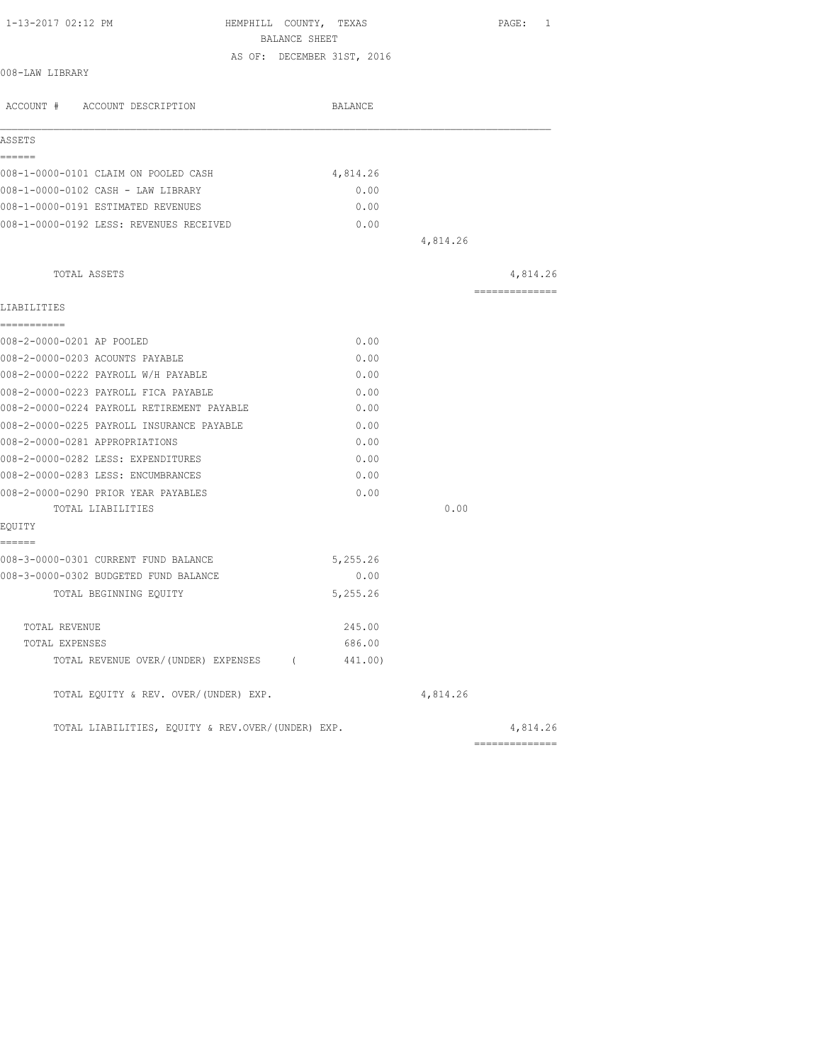1-13-2017 02:12 PM

# HEMPHILL COUNTY, TEXAS

## BALANCE SHEET

AS OF: DECEMBER 31ST, 2016

008-LAW LIBRARY

| ACCOUNT # ACCOUNT DESCRIPTION | BALANCE | | |
|---|---|---|---|
| **ASSETS** | | | |
| 008-1-0000-0101 CLAIM ON POOLED CASH | 4,814.26 | | |
| 008-1-0000-0102 CASH - LAW LIBRARY | 0.00 | | |
| 008-1-0000-0191 ESTIMATED REVENUES | 0.00 | | |
| 008-1-0000-0192 LESS: REVENUES RECEIVED | 0.00 | | |
| | | 4,814.26 | |
| TOTAL ASSETS | | | 4,814.26 |
| **LIABILITIES** | | | |
| 008-2-0000-0201 AP POOLED | 0.00 | | |
| 008-2-0000-0203 ACOUNTS PAYABLE | 0.00 | | |
| 008-2-0000-0222 PAYROLL W/H PAYABLE | 0.00 | | |
| 008-2-0000-0223 PAYROLL FICA PAYABLE | 0.00 | | |
| 008-2-0000-0224 PAYROLL RETIREMENT PAYABLE | 0.00 | | |
| 008-2-0000-0225 PAYROLL INSURANCE PAYABLE | 0.00 | | |
| 008-2-0000-0281 APPROPRIATIONS | 0.00 | | |
| 008-2-0000-0282 LESS: EXPENDITURES | 0.00 | | |
| 008-2-0000-0283 LESS: ENCUMBRANCES | 0.00 | | |
| 008-2-0000-0290 PRIOR YEAR PAYABLES | 0.00 | | |
| TOTAL LIABILITIES | | 0.00 | |
| **EQUITY** | | | |
| 008-3-0000-0301 CURRENT FUND BALANCE | 5,255.26 | | |
| 008-3-0000-0302 BUDGETED FUND BALANCE | 0.00 | | |
| TOTAL BEGINNING EQUITY | 5,255.26 | | |
| TOTAL REVENUE | 245.00 | | |
| TOTAL EXPENSES | 686.00 | | |
| TOTAL REVENUE OVER/(UNDER) EXPENSES | ( 441.00) | | |
| TOTAL EQUITY & REV. OVER/(UNDER) EXP. | | 4,814.26 | |
| TOTAL LIABILITIES, EQUITY & REV.OVER/(UNDER) EXP. | | | 4,814.26 |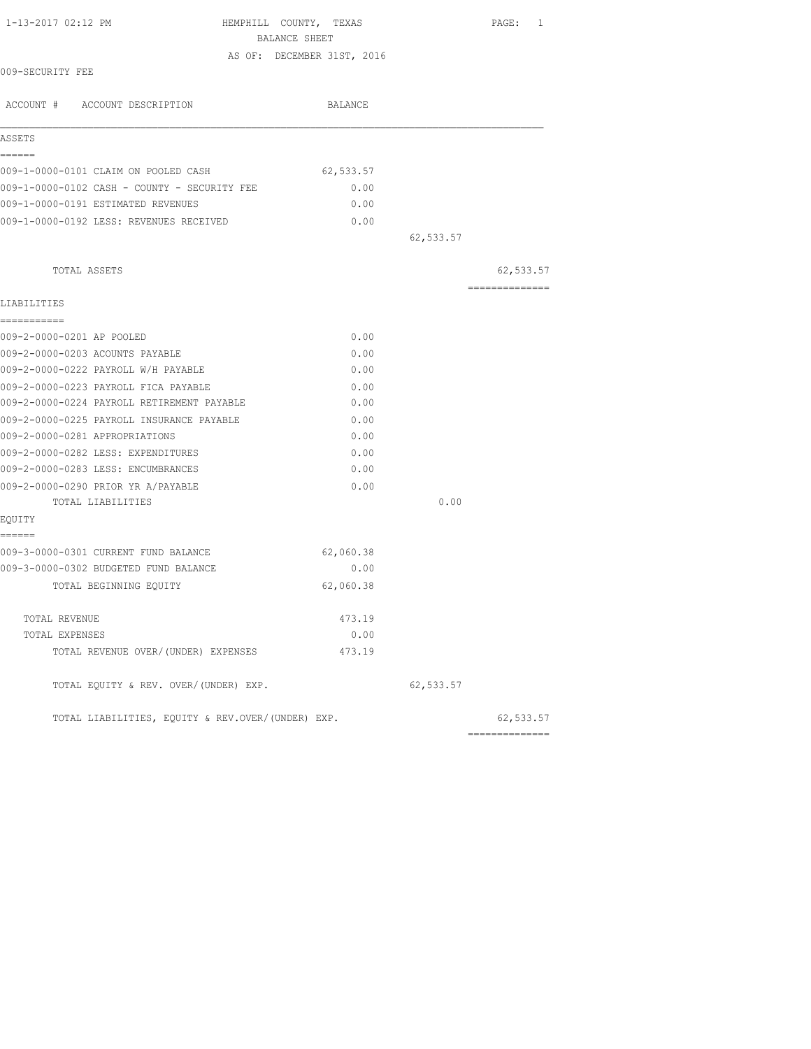1-13-2017 02:12 PM HEMPHILL COUNTY, TEXAS

BALANCE SHEET

AS OF: DECEMBER 31ST, 2016

009-SECURITY FEE

| ACCOUNT # ACCOUNT DESCRIPTION | BALANCE | | |
|---|---|---|---|
| **ASSETS** | | | |
| 009-1-0000-0101 CLAIM ON POOLED CASH | 62,533.57 | | |
| 009-1-0000-0102 CASH - COUNTY - SECURITY FEE | 0.00 | | |
| 009-1-0000-0191 ESTIMATED REVENUES | 0.00 | | |
| 009-1-0000-0192 LESS: REVENUES RECEIVED | 0.00 | | |
| | | 62,533.57 | |
| TOTAL ASSETS | | | 62,533.57 |
| **LIABILITIES** | | | |
| 009-2-0000-0201 AP POOLED | 0.00 | | |
| 009-2-0000-0203 ACOUNTS PAYABLE | 0.00 | | |
| 009-2-0000-0222 PAYROLL W/H PAYABLE | 0.00 | | |
| 009-2-0000-0223 PAYROLL FICA PAYABLE | 0.00 | | |
| 009-2-0000-0224 PAYROLL RETIREMENT PAYABLE | 0.00 | | |
| 009-2-0000-0225 PAYROLL INSURANCE PAYABLE | 0.00 | | |
| 009-2-0000-0281 APPROPRIATIONS | 0.00 | | |
| 009-2-0000-0282 LESS: EXPENDITURES | 0.00 | | |
| 009-2-0000-0283 LESS: ENCUMBRANCES | 0.00 | | |
| 009-2-0000-0290 PRIOR YR A/PAYABLE | 0.00 | | |
| TOTAL LIABILITIES | | 0.00 | |
| **EQUITY** | | | |
| 009-3-0000-0301 CURRENT FUND BALANCE | 62,060.38 | | |
| 009-3-0000-0302 BUDGETED FUND BALANCE | 0.00 | | |
| TOTAL BEGINNING EQUITY | 62,060.38 | | |
| TOTAL REVENUE | 473.19 | | |
| TOTAL EXPENSES | 0.00 | | |
| TOTAL REVENUE OVER/(UNDER) EXPENSES | 473.19 | | |
| TOTAL EQUITY & REV. OVER/(UNDER) EXP. | | 62,533.57 | |
| TOTAL LIABILITIES, EQUITY & REV.OVER/(UNDER) EXP. | | | 62,533.57 |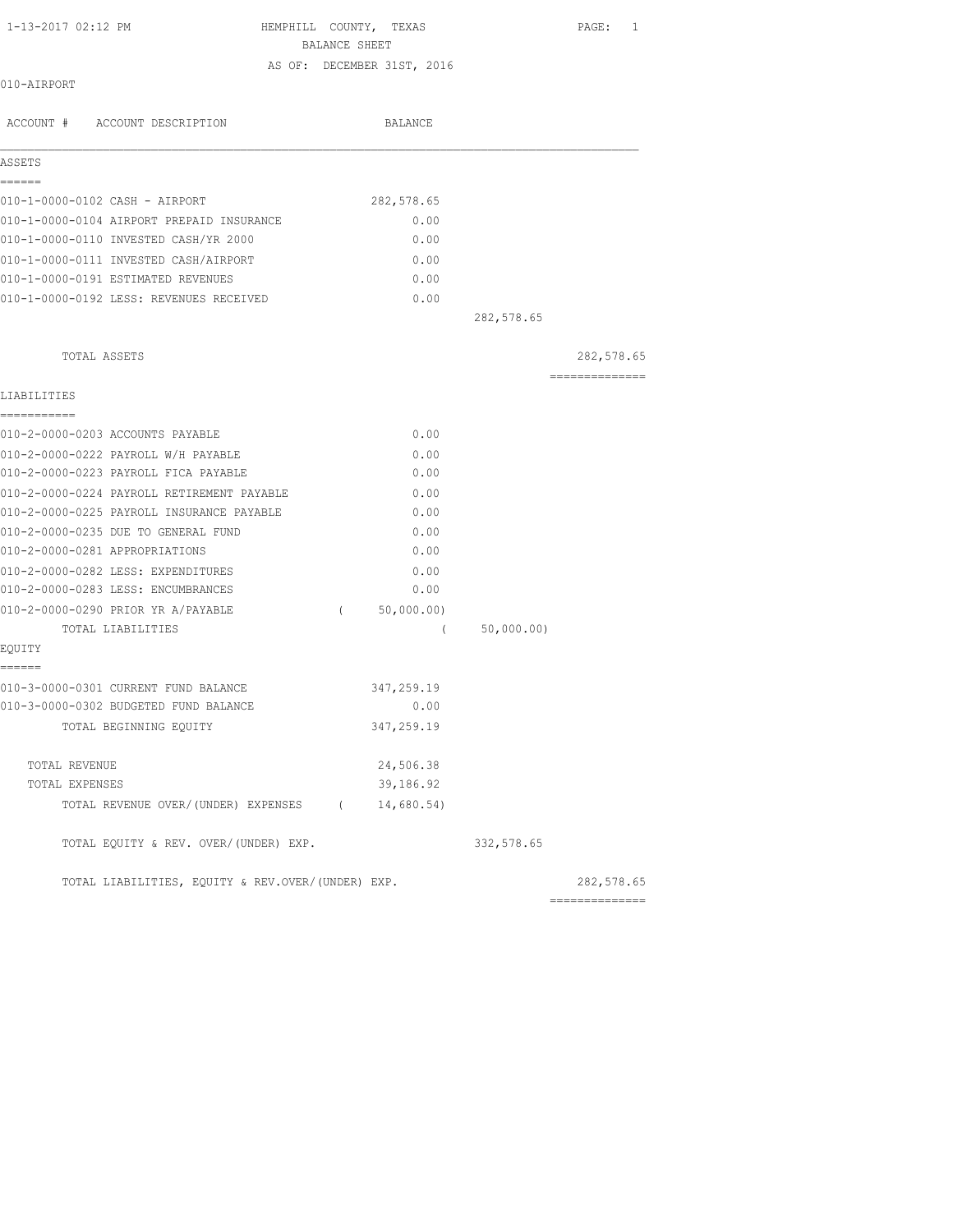1-13-2017 02:12 PM HEMPHILL COUNTY, TEXAS PAGE: 1

BALANCE SHEET

AS OF: DECEMBER 31ST, 2016

010-AIRPORT

| ACCOUNT # ACCOUNT DESCRIPTION | BALANCE | | |
|---|---|---|---|
| **ASSETS** | | | |
| 010-1-0000-0102 CASH - AIRPORT | 282,578.65 | | |
| 010-1-0000-0104 AIRPORT PREPAID INSURANCE | 0.00 | | |
| 010-1-0000-0110 INVESTED CASH/YR 2000 | 0.00 | | |
| 010-1-0000-0111 INVESTED CASH/AIRPORT | 0.00 | | |
| 010-1-0000-0191 ESTIMATED REVENUES | 0.00 | | |
| 010-1-0000-0192 LESS: REVENUES RECEIVED | 0.00 | | |
| | | 282,578.65 | |
| TOTAL ASSETS | | | 282,578.65 |
| **LIABILITIES** | | | |
| 010-2-0000-0203 ACCOUNTS PAYABLE | 0.00 | | |
| 010-2-0000-0222 PAYROLL W/H PAYABLE | 0.00 | | |
| 010-2-0000-0223 PAYROLL FICA PAYABLE | 0.00 | | |
| 010-2-0000-0224 PAYROLL RETIREMENT PAYABLE | 0.00 | | |
| 010-2-0000-0225 PAYROLL INSURANCE PAYABLE | 0.00 | | |
| 010-2-0000-0235 DUE TO GENERAL FUND | 0.00 | | |
| 010-2-0000-0281 APPROPRIATIONS | 0.00 | | |
| 010-2-0000-0282 LESS: EXPENDITURES | 0.00 | | |
| 010-2-0000-0283 LESS: ENCUMBRANCES | 0.00 | | |
| 010-2-0000-0290 PRIOR YR A/PAYABLE | ( 50,000.00) | | |
| TOTAL LIABILITIES | | ( 50,000.00) | |
| **EQUITY** | | | |
| 010-3-0000-0301 CURRENT FUND BALANCE | 347,259.19 | | |
| 010-3-0000-0302 BUDGETED FUND BALANCE | 0.00 | | |
| TOTAL BEGINNING EQUITY | 347,259.19 | | |
| TOTAL REVENUE | 24,506.38 | | |
| TOTAL EXPENSES | 39,186.92 | | |
| TOTAL REVENUE OVER/(UNDER) EXPENSES | ( 14,680.54) | | |
| TOTAL EQUITY & REV. OVER/(UNDER) EXP. | | 332,578.65 | |
| TOTAL LIABILITIES, EQUITY & REV.OVER/(UNDER) EXP. | | | 282,578.65 |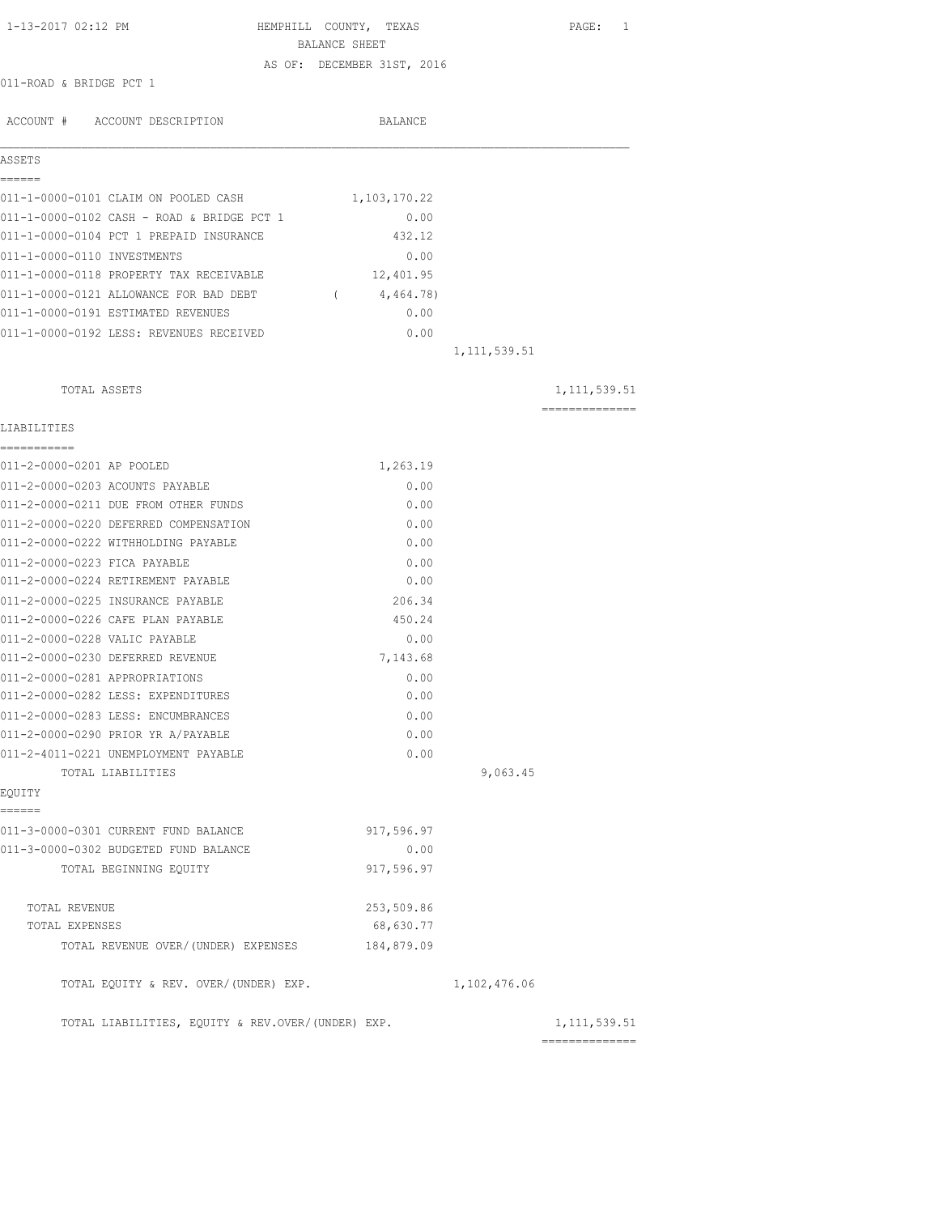1-13-2017 02:12 PM HEMPHILL COUNTY, TEXAS

BALANCE SHEET

AS OF: DECEMBER 31ST, 2016

011-ROAD & BRIDGE PCT 1

| ACCOUNT # ACCOUNT DESCRIPTION | BALANCE | | |
|---|---|---|---|
| **ASSETS** | | | |
| 011-1-0000-0101 CLAIM ON POOLED CASH | 1,103,170.22 | | |
| 011-1-0000-0102 CASH - ROAD & BRIDGE PCT 1 | 0.00 | | |
| 011-1-0000-0104 PCT 1 PREPAID INSURANCE | 432.12 | | |
| 011-1-0000-0110 INVESTMENTS | 0.00 | | |
| 011-1-0000-0118 PROPERTY TAX RECEIVABLE | 12,401.95 | | |
| 011-1-0000-0121 ALLOWANCE FOR BAD DEBT | ( 4,464.78) | | |
| 011-1-0000-0191 ESTIMATED REVENUES | 0.00 | | |
| 011-1-0000-0192 LESS: REVENUES RECEIVED | 0.00 | | |
| | | 1,111,539.51 | |
| TOTAL ASSETS | | | 1,111,539.51 |
| **LIABILITIES** | | | |
| 011-2-0000-0201 AP POOLED | 1,263.19 | | |
| 011-2-0000-0203 ACOUNTS PAYABLE | 0.00 | | |
| 011-2-0000-0211 DUE FROM OTHER FUNDS | 0.00 | | |
| 011-2-0000-0220 DEFERRED COMPENSATION | 0.00 | | |
| 011-2-0000-0222 WITHHOLDING PAYABLE | 0.00 | | |
| 011-2-0000-0223 FICA PAYABLE | 0.00 | | |
| 011-2-0000-0224 RETIREMENT PAYABLE | 0.00 | | |
| 011-2-0000-0225 INSURANCE PAYABLE | 206.34 | | |
| 011-2-0000-0226 CAFE PLAN PAYABLE | 450.24 | | |
| 011-2-0000-0228 VALIC PAYABLE | 0.00 | | |
| 011-2-0000-0230 DEFERRED REVENUE | 7,143.68 | | |
| 011-2-0000-0281 APPROPRIATIONS | 0.00 | | |
| 011-2-0000-0282 LESS: EXPENDITURES | 0.00 | | |
| 011-2-0000-0283 LESS: ENCUMBRANCES | 0.00 | | |
| 011-2-0000-0290 PRIOR YR A/PAYABLE | 0.00 | | |
| 011-2-4011-0221 UNEMPLOYMENT PAYABLE | 0.00 | | |
| TOTAL LIABILITIES | | 9,063.45 | |
| **EQUITY** | | | |
| 011-3-0000-0301 CURRENT FUND BALANCE | 917,596.97 | | |
| 011-3-0000-0302 BUDGETED FUND BALANCE | 0.00 | | |
| TOTAL BEGINNING EQUITY | 917,596.97 | | |
| TOTAL REVENUE | 253,509.86 | | |
| TOTAL EXPENSES | 68,630.77 | | |
| TOTAL REVENUE OVER/(UNDER) EXPENSES | 184,879.09 | | |
| TOTAL EQUITY & REV. OVER/(UNDER) EXP. | | 1,102,476.06 | |
| TOTAL LIABILITIES, EQUITY & REV.OVER/(UNDER) EXP. | | | 1,111,539.51 |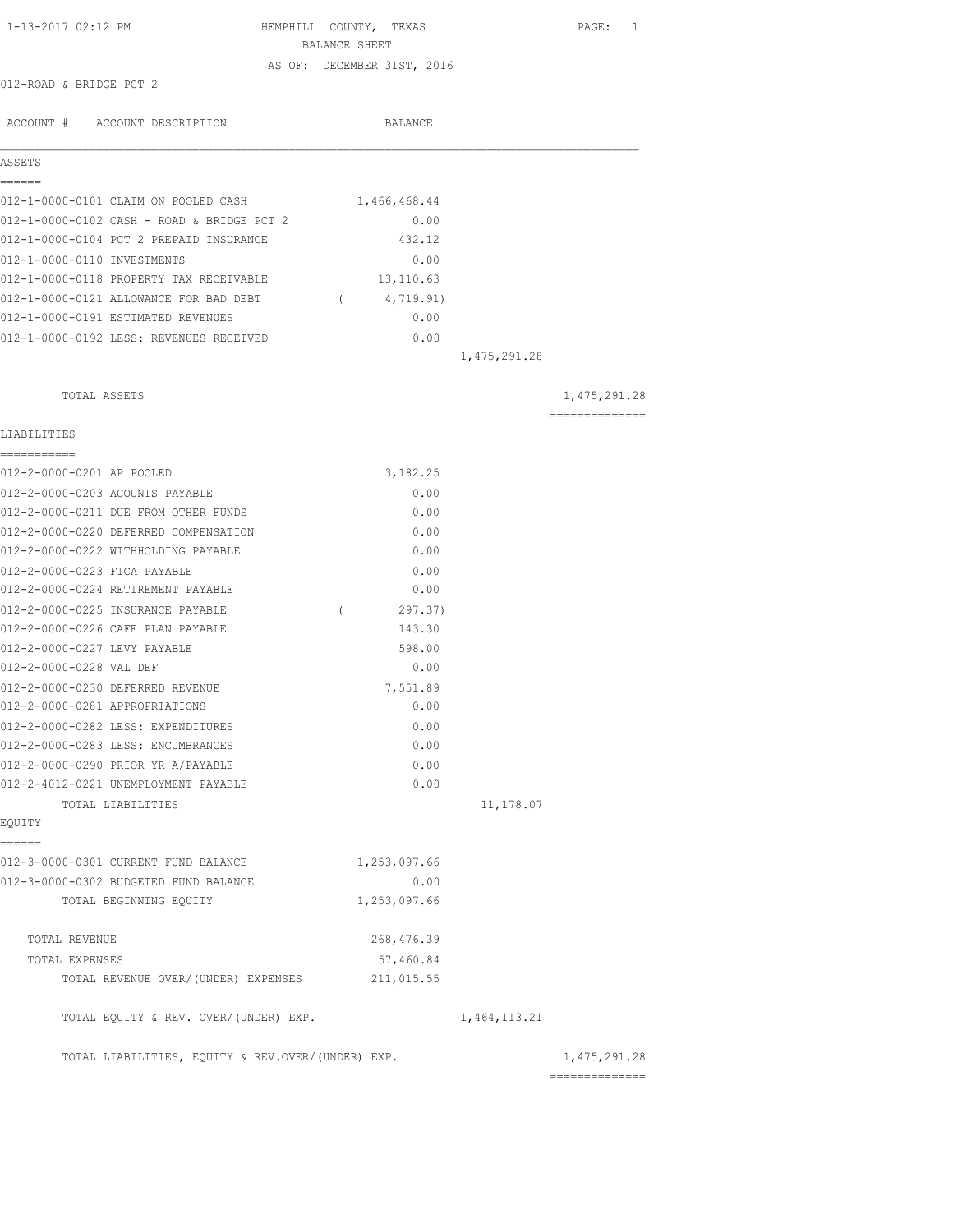HEMPHILL COUNTY, TEXAS
BALANCE SHEET
AS OF: DECEMBER 31ST, 2016

012-ROAD & BRIDGE PCT 2

| ACCOUNT # | ACCOUNT DESCRIPTION | BALANCE | | |
|---|---|---|---|---|
| **ASSETS** | | | | |
| 012-1-0000-0101 | CLAIM ON POOLED CASH | 1,466,468.44 | | |
| 012-1-0000-0102 | CASH - ROAD & BRIDGE PCT 2 | 0.00 | | |
| 012-1-0000-0104 | PCT 2 PREPAID INSURANCE | 432.12 | | |
| 012-1-0000-0110 | INVESTMENTS | 0.00 | | |
| 012-1-0000-0118 | PROPERTY TAX RECEIVABLE | 13,110.63 | | |
| 012-1-0000-0121 | ALLOWANCE FOR BAD DEBT | ( 4,719.91) | | |
| 012-1-0000-0191 | ESTIMATED REVENUES | 0.00 | | |
| 012-1-0000-0192 | LESS: REVENUES RECEIVED | 0.00 | | |
| | | | 1,475,291.28 | |
| | TOTAL ASSETS | | | 1,475,291.28 |
| **LIABILITIES** | | | | |
| 012-2-0000-0201 | AP POOLED | 3,182.25 | | |
| 012-2-0000-0203 | ACOUNTS PAYABLE | 0.00 | | |
| 012-2-0000-0211 | DUE FROM OTHER FUNDS | 0.00 | | |
| 012-2-0000-0220 | DEFERRED COMPENSATION | 0.00 | | |
| 012-2-0000-0222 | WITHHOLDING PAYABLE | 0.00 | | |
| 012-2-0000-0223 | FICA PAYABLE | 0.00 | | |
| 012-2-0000-0224 | RETIREMENT PAYABLE | 0.00 | | |
| 012-2-0000-0225 | INSURANCE PAYABLE | ( 297.37) | | |
| 012-2-0000-0226 | CAFE PLAN PAYABLE | 143.30 | | |
| 012-2-0000-0227 | LEVY PAYABLE | 598.00 | | |
| 012-2-0000-0228 | VAL DEF | 0.00 | | |
| 012-2-0000-0230 | DEFERRED REVENUE | 7,551.89 | | |
| 012-2-0000-0281 | APPROPRIATIONS | 0.00 | | |
| 012-2-0000-0282 | LESS: EXPENDITURES | 0.00 | | |
| 012-2-0000-0283 | LESS: ENCUMBRANCES | 0.00 | | |
| 012-2-0000-0290 | PRIOR YR A/PAYABLE | 0.00 | | |
| 012-2-4012-0221 | UNEMPLOYMENT PAYABLE | 0.00 | | |
| | TOTAL LIABILITIES | | 11,178.07 | |
| **EQUITY** | | | | |
| 012-3-0000-0301 | CURRENT FUND BALANCE | 1,253,097.66 | | |
| 012-3-0000-0302 | BUDGETED FUND BALANCE | 0.00 | | |
| | TOTAL BEGINNING EQUITY | 1,253,097.66 | | |
| | TOTAL REVENUE | 268,476.39 | | |
| | TOTAL EXPENSES | 57,460.84 | | |
| | TOTAL REVENUE OVER/(UNDER) EXPENSES | 211,015.55 | | |
| | TOTAL EQUITY & REV. OVER/(UNDER) EXP. | | 1,464,113.21 | |
| | TOTAL LIABILITIES, EQUITY & REV.OVER/(UNDER) EXP. | | | 1,475,291.28 |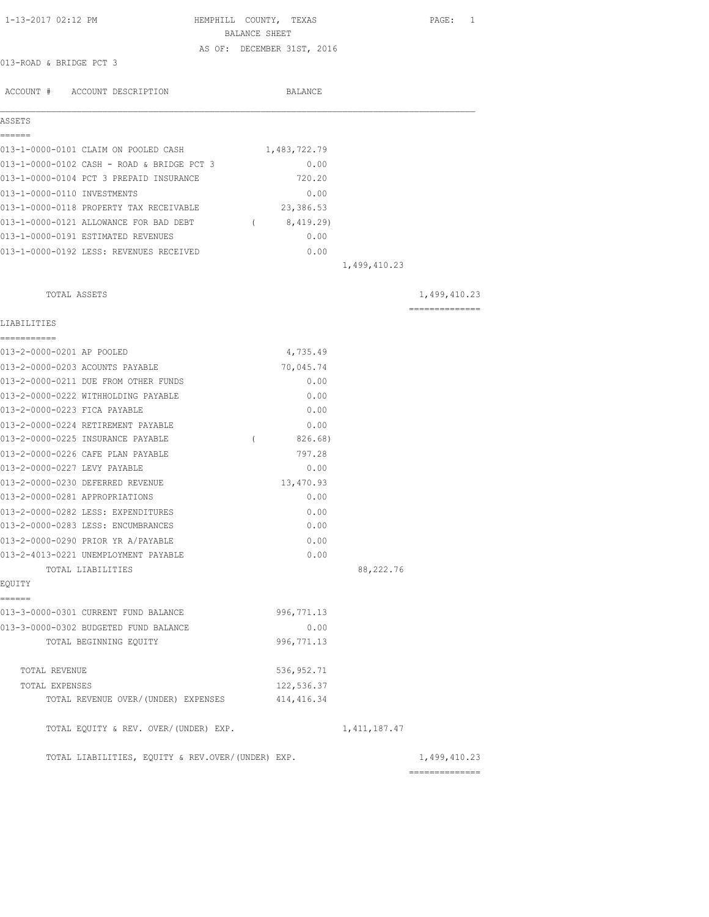HEMPHILL COUNTY, TEXAS
BALANCE SHEET
AS OF: DECEMBER 31ST, 2016

1-13-2017 02:12 PM

013-ROAD & BRIDGE PCT 3

| ACCOUNT # | ACCOUNT DESCRIPTION | BALANCE | | |
|---|---|---|---|---|
| **ASSETS** | | | | |
| 013-1-0000-0101 | CLAIM ON POOLED CASH | 1,483,722.79 | | |
| 013-1-0000-0102 | CASH - ROAD & BRIDGE PCT 3 | 0.00 | | |
| 013-1-0000-0104 | PCT 3 PREPAID INSURANCE | 720.20 | | |
| 013-1-0000-0110 | INVESTMENTS | 0.00 | | |
| 013-1-0000-0118 | PROPERTY TAX RECEIVABLE | 23,386.53 | | |
| 013-1-0000-0121 | ALLOWANCE FOR BAD DEBT | ( 8,419.29) | | |
| 013-1-0000-0191 | ESTIMATED REVENUES | 0.00 | | |
| 013-1-0000-0192 | LESS: REVENUES RECEIVED | 0.00 | | |
| | | | 1,499,410.23 | |
| | TOTAL ASSETS | | | 1,499,410.23 |
| **LIABILITIES** | | | | |
| 013-2-0000-0201 | AP POOLED | 4,735.49 | | |
| 013-2-0000-0203 | ACOUNTS PAYABLE | 70,045.74 | | |
| 013-2-0000-0211 | DUE FROM OTHER FUNDS | 0.00 | | |
| 013-2-0000-0222 | WITHHOLDING PAYABLE | 0.00 | | |
| 013-2-0000-0223 | FICA PAYABLE | 0.00 | | |
| 013-2-0000-0224 | RETIREMENT PAYABLE | 0.00 | | |
| 013-2-0000-0225 | INSURANCE PAYABLE | ( 826.68) | | |
| 013-2-0000-0226 | CAFE PLAN PAYABLE | 797.28 | | |
| 013-2-0000-0227 | LEVY PAYABLE | 0.00 | | |
| 013-2-0000-0230 | DEFERRED REVENUE | 13,470.93 | | |
| 013-2-0000-0281 | APPROPRIATIONS | 0.00 | | |
| 013-2-0000-0282 | LESS: EXPENDITURES | 0.00 | | |
| 013-2-0000-0283 | LESS: ENCUMBRANCES | 0.00 | | |
| 013-2-0000-0290 | PRIOR YR A/PAYABLE | 0.00 | | |
| 013-2-4013-0221 | UNEMPLOYMENT PAYABLE | 0.00 | | |
| | TOTAL LIABILITIES | | 88,222.76 | |
| **EQUITY** | | | | |
| 013-3-0000-0301 | CURRENT FUND BALANCE | 996,771.13 | | |
| 013-3-0000-0302 | BUDGETED FUND BALANCE | 0.00 | | |
| | TOTAL BEGINNING EQUITY | 996,771.13 | | |
| | TOTAL REVENUE | 536,952.71 | | |
| | TOTAL EXPENSES | 122,536.37 | | |
| | TOTAL REVENUE OVER/(UNDER) EXPENSES | 414,416.34 | | |
| | TOTAL EQUITY & REV. OVER/(UNDER) EXP. | | 1,411,187.47 | |
| | TOTAL LIABILITIES, EQUITY & REV.OVER/(UNDER) EXP. | | | 1,499,410.23 |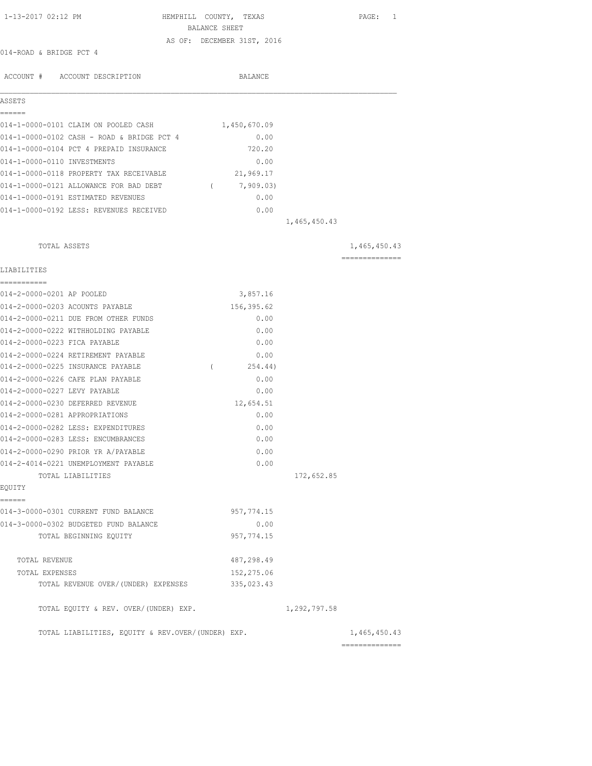HEMPHILL COUNTY, TEXAS

BALANCE SHEET

AS OF: DECEMBER 31ST, 2016

014-ROAD & BRIDGE PCT 4

| ACCOUNT # | ACCOUNT DESCRIPTION | BALANCE | | |
|---|---|---|---|---|
| **ASSETS** | | | | |
| 014-1-0000-0101 | CLAIM ON POOLED CASH | 1,450,670.09 | | |
| 014-1-0000-0102 | CASH - ROAD & BRIDGE PCT 4 | 0.00 | | |
| 014-1-0000-0104 | PCT 4 PREPAID INSURANCE | 720.20 | | |
| 014-1-0000-0110 | INVESTMENTS | 0.00 | | |
| 014-1-0000-0118 | PROPERTY TAX RECEIVABLE | 21,969.17 | | |
| 014-1-0000-0121 | ALLOWANCE FOR BAD DEBT | ( 7,909.03) | | |
| 014-1-0000-0191 | ESTIMATED REVENUES | 0.00 | | |
| 014-1-0000-0192 | LESS: REVENUES RECEIVED | 0.00 | | |
| | | | 1,465,450.43 | |
| | TOTAL ASSETS | | | 1,465,450.43 |
| **LIABILITIES** | | | | |
| 014-2-0000-0201 | AP POOLED | 3,857.16 | | |
| 014-2-0000-0203 | ACOUNTS PAYABLE | 156,395.62 | | |
| 014-2-0000-0211 | DUE FROM OTHER FUNDS | 0.00 | | |
| 014-2-0000-0222 | WITHHOLDING PAYABLE | 0.00 | | |
| 014-2-0000-0223 | FICA PAYABLE | 0.00 | | |
| 014-2-0000-0224 | RETIREMENT PAYABLE | 0.00 | | |
| 014-2-0000-0225 | INSURANCE PAYABLE | ( 254.44) | | |
| 014-2-0000-0226 | CAFE PLAN PAYABLE | 0.00 | | |
| 014-2-0000-0227 | LEVY PAYABLE | 0.00 | | |
| 014-2-0000-0230 | DEFERRED REVENUE | 12,654.51 | | |
| 014-2-0000-0281 | APPROPRIATIONS | 0.00 | | |
| 014-2-0000-0282 | LESS: EXPENDITURES | 0.00 | | |
| 014-2-0000-0283 | LESS: ENCUMBRANCES | 0.00 | | |
| 014-2-0000-0290 | PRIOR YR A/PAYABLE | 0.00 | | |
| 014-2-4014-0221 | UNEMPLOYMENT PAYABLE | 0.00 | | |
| | TOTAL LIABILITIES | | 172,652.85 | |
| **EQUITY** | | | | |
| 014-3-0000-0301 | CURRENT FUND BALANCE | 957,774.15 | | |
| 014-3-0000-0302 | BUDGETED FUND BALANCE | 0.00 | | |
| | TOTAL BEGINNING EQUITY | 957,774.15 | | |
| | TOTAL REVENUE | 487,298.49 | | |
| | TOTAL EXPENSES | 152,275.06 | | |
| | TOTAL REVENUE OVER/(UNDER) EXPENSES | 335,023.43 | | |
| | TOTAL EQUITY & REV. OVER/(UNDER) EXP. | | 1,292,797.58 | |
| | TOTAL LIABILITIES, EQUITY & REV.OVER/(UNDER) EXP. | | | 1,465,450.43 |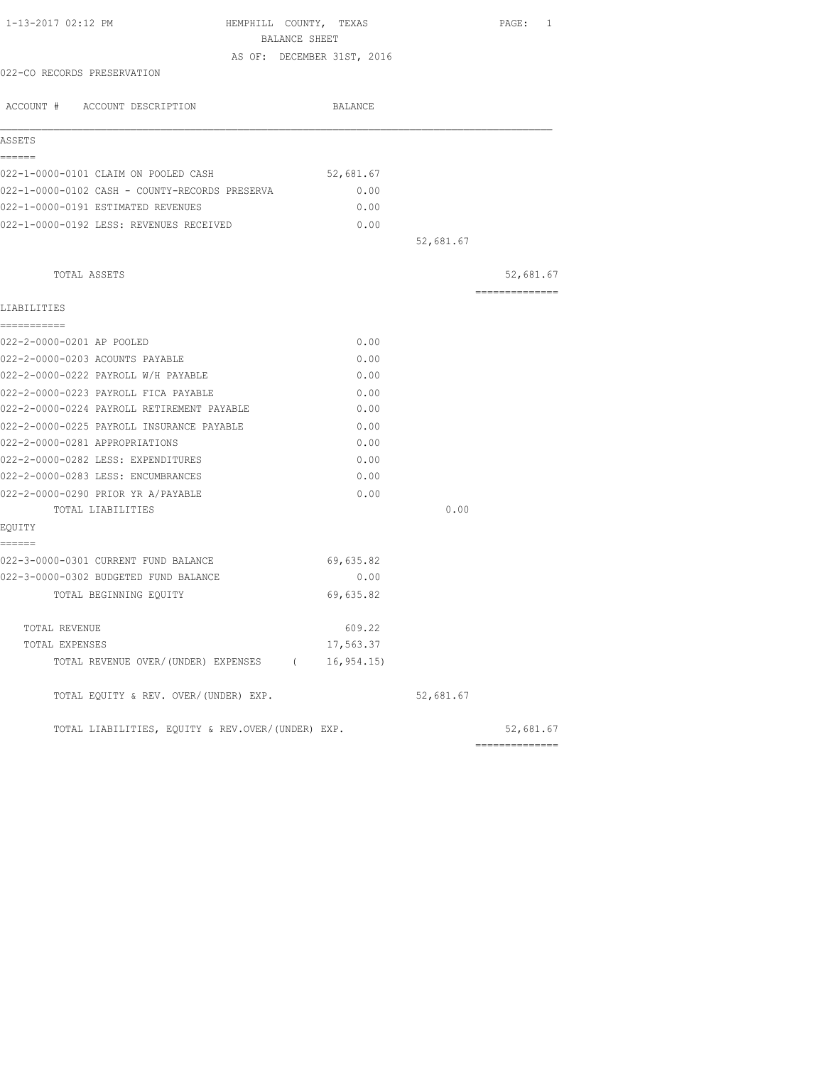1-13-2017 02:12 PM

HEMPHILL COUNTY, TEXAS
BALANCE SHEET
AS OF: DECEMBER 31ST, 2016

022-CO RECORDS PRESERVATION

| ACCOUNT # ACCOUNT DESCRIPTION | BALANCE | | |
|---|---|---|---|
| **ASSETS** | | | |
| 022-1-0000-0101 CLAIM ON POOLED CASH | 52,681.67 | | |
| 022-1-0000-0102 CASH - COUNTY-RECORDS PRESERVA | 0.00 | | |
| 022-1-0000-0191 ESTIMATED REVENUES | 0.00 | | |
| 022-1-0000-0192 LESS: REVENUES RECEIVED | 0.00 | | |
| | | 52,681.67 | |
| TOTAL ASSETS | | | 52,681.67 |
| **LIABILITIES** | | | |
| 022-2-0000-0201 AP POOLED | 0.00 | | |
| 022-2-0000-0203 ACOUNTS PAYABLE | 0.00 | | |
| 022-2-0000-0222 PAYROLL W/H PAYABLE | 0.00 | | |
| 022-2-0000-0223 PAYROLL FICA PAYABLE | 0.00 | | |
| 022-2-0000-0224 PAYROLL RETIREMENT PAYABLE | 0.00 | | |
| 022-2-0000-0225 PAYROLL INSURANCE PAYABLE | 0.00 | | |
| 022-2-0000-0281 APPROPRIATIONS | 0.00 | | |
| 022-2-0000-0282 LESS: EXPENDITURES | 0.00 | | |
| 022-2-0000-0283 LESS: ENCUMBRANCES | 0.00 | | |
| 022-2-0000-0290 PRIOR YR A/PAYABLE | 0.00 | | |
| TOTAL LIABILITIES | | 0.00 | |
| **EQUITY** | | | |
| 022-3-0000-0301 CURRENT FUND BALANCE | 69,635.82 | | |
| 022-3-0000-0302 BUDGETED FUND BALANCE | 0.00 | | |
| TOTAL BEGINNING EQUITY | 69,635.82 | | |
| TOTAL REVENUE | 609.22 | | |
| TOTAL EXPENSES | 17,563.37 | | |
| TOTAL REVENUE OVER/(UNDER) EXPENSES | ( 16,954.15) | | |
| TOTAL EQUITY & REV. OVER/(UNDER) EXP. | | 52,681.67 | |
| TOTAL LIABILITIES, EQUITY & REV.OVER/(UNDER) EXP. | | | 52,681.67 |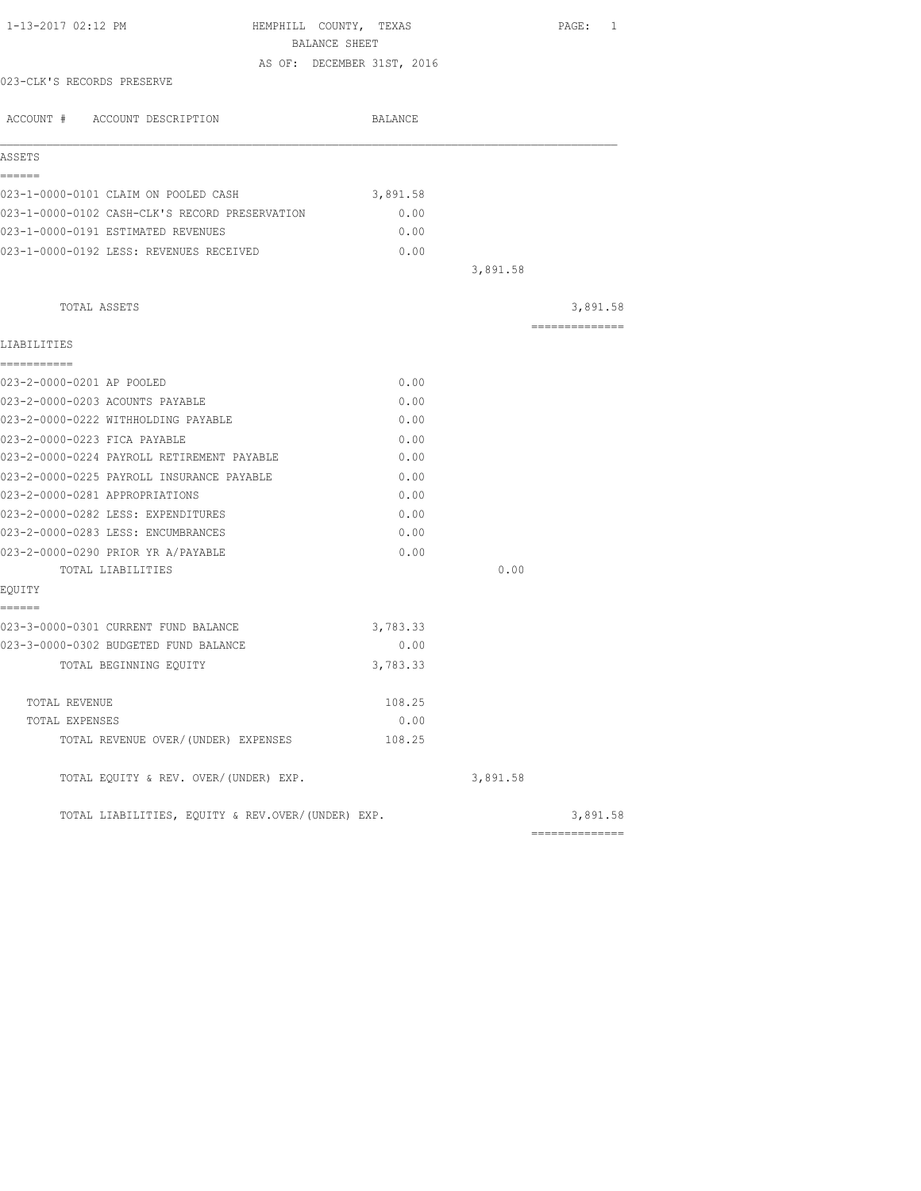1-13-2017 02:12 PM

HEMPHILL COUNTY, TEXAS

BALANCE SHEET

AS OF: DECEMBER 31ST, 2016

023-CLK'S RECORDS PRESERVE

| ACCOUNT # ACCOUNT DESCRIPTION | BALANCE | | |
|---|---|---|---|
| **ASSETS** | | | |
| 023-1-0000-0101 CLAIM ON POOLED CASH | 3,891.58 | | |
| 023-1-0000-0102 CASH-CLK'S RECORD PRESERVATION | 0.00 | | |
| 023-1-0000-0191 ESTIMATED REVENUES | 0.00 | | |
| 023-1-0000-0192 LESS: REVENUES RECEIVED | 0.00 | | |
| | | 3,891.58 | |
| TOTAL ASSETS | | | 3,891.58 |
| **LIABILITIES** | | | |
| 023-2-0000-0201 AP POOLED | 0.00 | | |
| 023-2-0000-0203 ACOUNTS PAYABLE | 0.00 | | |
| 023-2-0000-0222 WITHHOLDING PAYABLE | 0.00 | | |
| 023-2-0000-0223 FICA PAYABLE | 0.00 | | |
| 023-2-0000-0224 PAYROLL RETIREMENT PAYABLE | 0.00 | | |
| 023-2-0000-0225 PAYROLL INSURANCE PAYABLE | 0.00 | | |
| 023-2-0000-0281 APPROPRIATIONS | 0.00 | | |
| 023-2-0000-0282 LESS: EXPENDITURES | 0.00 | | |
| 023-2-0000-0283 LESS: ENCUMBRANCES | 0.00 | | |
| 023-2-0000-0290 PRIOR YR A/PAYABLE | 0.00 | | |
| TOTAL LIABILITIES | | 0.00 | |
| **EQUITY** | | | |
| 023-3-0000-0301 CURRENT FUND BALANCE | 3,783.33 | | |
| 023-3-0000-0302 BUDGETED FUND BALANCE | 0.00 | | |
| TOTAL BEGINNING EQUITY | 3,783.33 | | |
| TOTAL REVENUE | 108.25 | | |
| TOTAL EXPENSES | 0.00 | | |
| TOTAL REVENUE OVER/(UNDER) EXPENSES | 108.25 | | |
| TOTAL EQUITY & REV. OVER/(UNDER) EXP. | | 3,891.58 | |
| TOTAL LIABILITIES, EQUITY & REV.OVER/(UNDER) EXP. | | | 3,891.58 |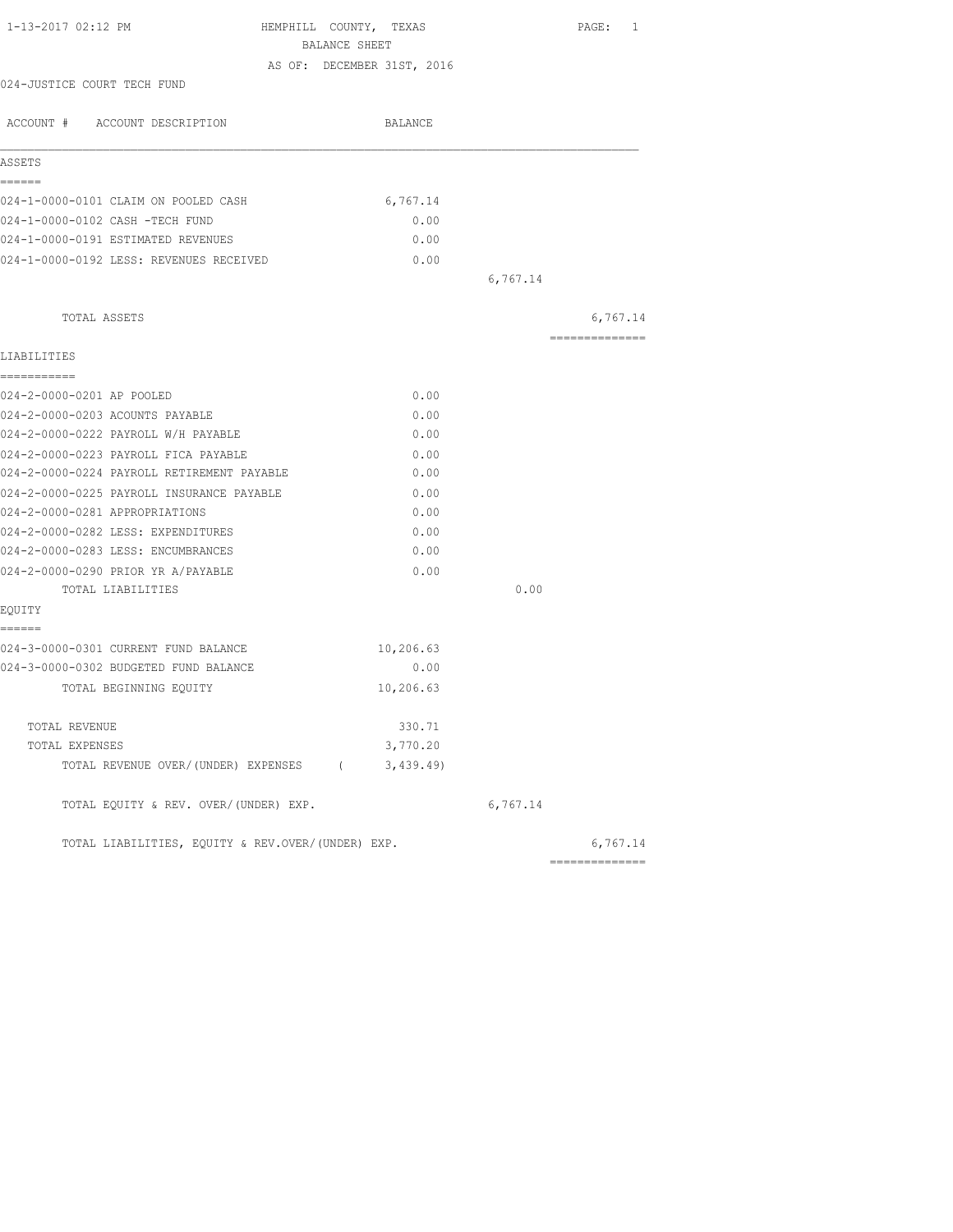1-13-2017 02:12 PM

# HEMPHILL COUNTY, TEXAS
## BALANCE SHEET
### AS OF: DECEMBER 31ST, 2016

024-JUSTICE COURT TECH FUND

| ACCOUNT # ACCOUNT DESCRIPTION | BALANCE | | |
|---|---|---|---|
| **ASSETS** | | | |
| 024-1-0000-0101 CLAIM ON POOLED CASH | 6,767.14 | | |
| 024-1-0000-0102 CASH -TECH FUND | 0.00 | | |
| 024-1-0000-0191 ESTIMATED REVENUES | 0.00 | | |
| 024-1-0000-0192 LESS: REVENUES RECEIVED | 0.00 | | |
| | | 6,767.14 | |
| TOTAL ASSETS | | | 6,767.14 |
| **LIABILITIES** | | | |
| 024-2-0000-0201 AP POOLED | 0.00 | | |
| 024-2-0000-0203 ACOUNTS PAYABLE | 0.00 | | |
| 024-2-0000-0222 PAYROLL W/H PAYABLE | 0.00 | | |
| 024-2-0000-0223 PAYROLL FICA PAYABLE | 0.00 | | |
| 024-2-0000-0224 PAYROLL RETIREMENT PAYABLE | 0.00 | | |
| 024-2-0000-0225 PAYROLL INSURANCE PAYABLE | 0.00 | | |
| 024-2-0000-0281 APPROPRIATIONS | 0.00 | | |
| 024-2-0000-0282 LESS: EXPENDITURES | 0.00 | | |
| 024-2-0000-0283 LESS: ENCUMBRANCES | 0.00 | | |
| 024-2-0000-0290 PRIOR YR A/PAYABLE | 0.00 | | |
| TOTAL LIABILITIES | | 0.00 | |
| **EQUITY** | | | |
| 024-3-0000-0301 CURRENT FUND BALANCE | 10,206.63 | | |
| 024-3-0000-0302 BUDGETED FUND BALANCE | 0.00 | | |
| TOTAL BEGINNING EQUITY | 10,206.63 | | |
| TOTAL REVENUE | 330.71 | | |
| TOTAL EXPENSES | 3,770.20 | | |
| TOTAL REVENUE OVER/(UNDER) EXPENSES | ( 3,439.49) | | |
| TOTAL EQUITY & REV. OVER/(UNDER) EXP. | | 6,767.14 | |
| TOTAL LIABILITIES, EQUITY & REV.OVER/(UNDER) EXP. | | | 6,767.14 |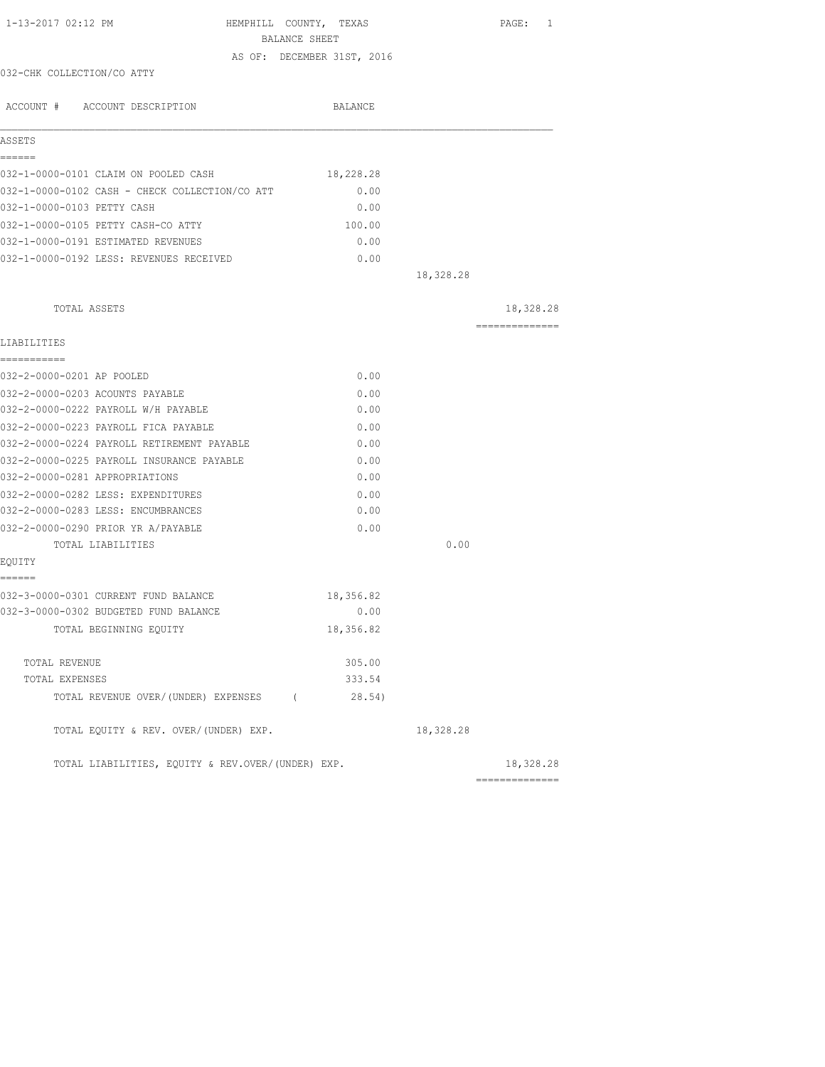1-13-2017 02:12 PM HEMPHILL COUNTY, TEXAS

BALANCE SHEET

AS OF: DECEMBER 31ST, 2016

032-CHK COLLECTION/CO ATTY

| ACCOUNT # ACCOUNT DESCRIPTION | BALANCE | | |
|---|---|---|---|
| **ASSETS** | | | |
| 032-1-0000-0101 CLAIM ON POOLED CASH | 18,228.28 | | |
| 032-1-0000-0102 CASH - CHECK COLLECTION/CO ATT | 0.00 | | |
| 032-1-0000-0103 PETTY CASH | 0.00 | | |
| 032-1-0000-0105 PETTY CASH-CO ATTY | 100.00 | | |
| 032-1-0000-0191 ESTIMATED REVENUES | 0.00 | | |
| 032-1-0000-0192 LESS: REVENUES RECEIVED | 0.00 | | |
| | | 18,328.28 | |
| TOTAL ASSETS | | | 18,328.28 |
| **LIABILITIES** | | | |
| 032-2-0000-0201 AP POOLED | 0.00 | | |
| 032-2-0000-0203 ACOUNTS PAYABLE | 0.00 | | |
| 032-2-0000-0222 PAYROLL W/H PAYABLE | 0.00 | | |
| 032-2-0000-0223 PAYROLL FICA PAYABLE | 0.00 | | |
| 032-2-0000-0224 PAYROLL RETIREMENT PAYABLE | 0.00 | | |
| 032-2-0000-0225 PAYROLL INSURANCE PAYABLE | 0.00 | | |
| 032-2-0000-0281 APPROPRIATIONS | 0.00 | | |
| 032-2-0000-0282 LESS: EXPENDITURES | 0.00 | | |
| 032-2-0000-0283 LESS: ENCUMBRANCES | 0.00 | | |
| 032-2-0000-0290 PRIOR YR A/PAYABLE | 0.00 | | |
| TOTAL LIABILITIES | | 0.00 | |
| **EQUITY** | | | |
| 032-3-0000-0301 CURRENT FUND BALANCE | 18,356.82 | | |
| 032-3-0000-0302 BUDGETED FUND BALANCE | 0.00 | | |
| TOTAL BEGINNING EQUITY | 18,356.82 | | |
| TOTAL REVENUE | 305.00 | | |
| TOTAL EXPENSES | 333.54 | | |
| TOTAL REVENUE OVER/(UNDER) EXPENSES | ( 28.54) | | |
| TOTAL EQUITY & REV. OVER/(UNDER) EXP. | | 18,328.28 | |
| TOTAL LIABILITIES, EQUITY & REV.OVER/(UNDER) EXP. | | | 18,328.28 |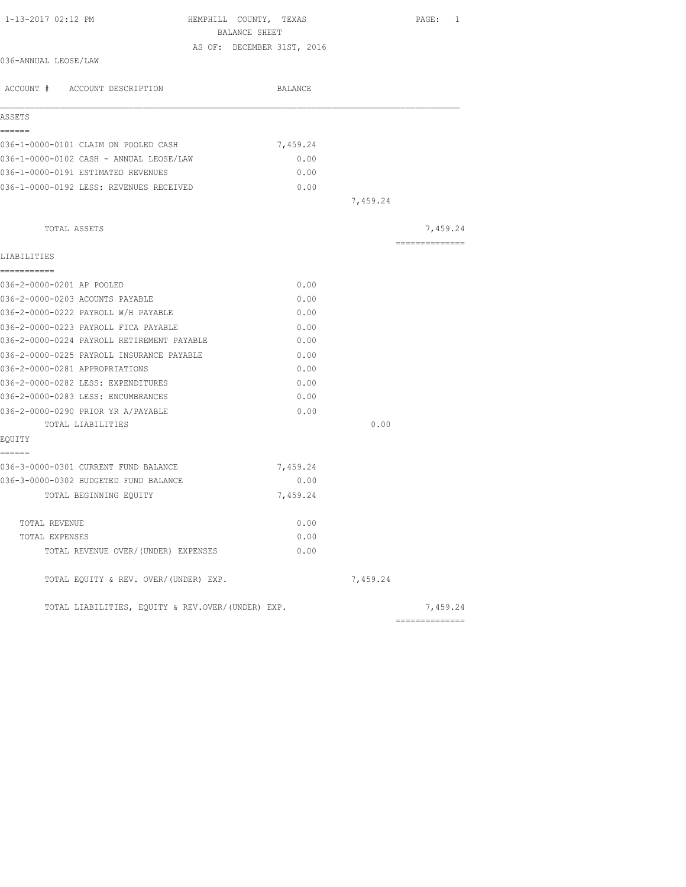1-13-2017 02:12 PM

HEMPHILL COUNTY, TEXAS
BALANCE SHEET
AS OF: DECEMBER 31ST, 2016

036-ANNUAL LEOSE/LAW

| ACCOUNT # ACCOUNT DESCRIPTION | BALANCE | | |
|---|---|---|---|
| **ASSETS** | | | |
| 036-1-0000-0101 CLAIM ON POOLED CASH | 7,459.24 | | |
| 036-1-0000-0102 CASH - ANNUAL LEOSE/LAW | 0.00 | | |
| 036-1-0000-0191 ESTIMATED REVENUES | 0.00 | | |
| 036-1-0000-0192 LESS: REVENUES RECEIVED | 0.00 | | |
| | | 7,459.24 | |
| TOTAL ASSETS | | | 7,459.24 |
| **LIABILITIES** | | | |
| 036-2-0000-0201 AP POOLED | 0.00 | | |
| 036-2-0000-0203 ACOUNTS PAYABLE | 0.00 | | |
| 036-2-0000-0222 PAYROLL W/H PAYABLE | 0.00 | | |
| 036-2-0000-0223 PAYROLL FICA PAYABLE | 0.00 | | |
| 036-2-0000-0224 PAYROLL RETIREMENT PAYABLE | 0.00 | | |
| 036-2-0000-0225 PAYROLL INSURANCE PAYABLE | 0.00 | | |
| 036-2-0000-0281 APPROPRIATIONS | 0.00 | | |
| 036-2-0000-0282 LESS: EXPENDITURES | 0.00 | | |
| 036-2-0000-0283 LESS: ENCUMBRANCES | 0.00 | | |
| 036-2-0000-0290 PRIOR YR A/PAYABLE | 0.00 | | |
| TOTAL LIABILITIES | | 0.00 | |
| **EQUITY** | | | |
| 036-3-0000-0301 CURRENT FUND BALANCE | 7,459.24 | | |
| 036-3-0000-0302 BUDGETED FUND BALANCE | 0.00 | | |
| TOTAL BEGINNING EQUITY | 7,459.24 | | |
| TOTAL REVENUE | 0.00 | | |
| TOTAL EXPENSES | 0.00 | | |
| TOTAL REVENUE OVER/(UNDER) EXPENSES | 0.00 | | |
| TOTAL EQUITY & REV. OVER/(UNDER) EXP. | | 7,459.24 | |
| TOTAL LIABILITIES, EQUITY & REV.OVER/(UNDER) EXP. | | | 7,459.24 |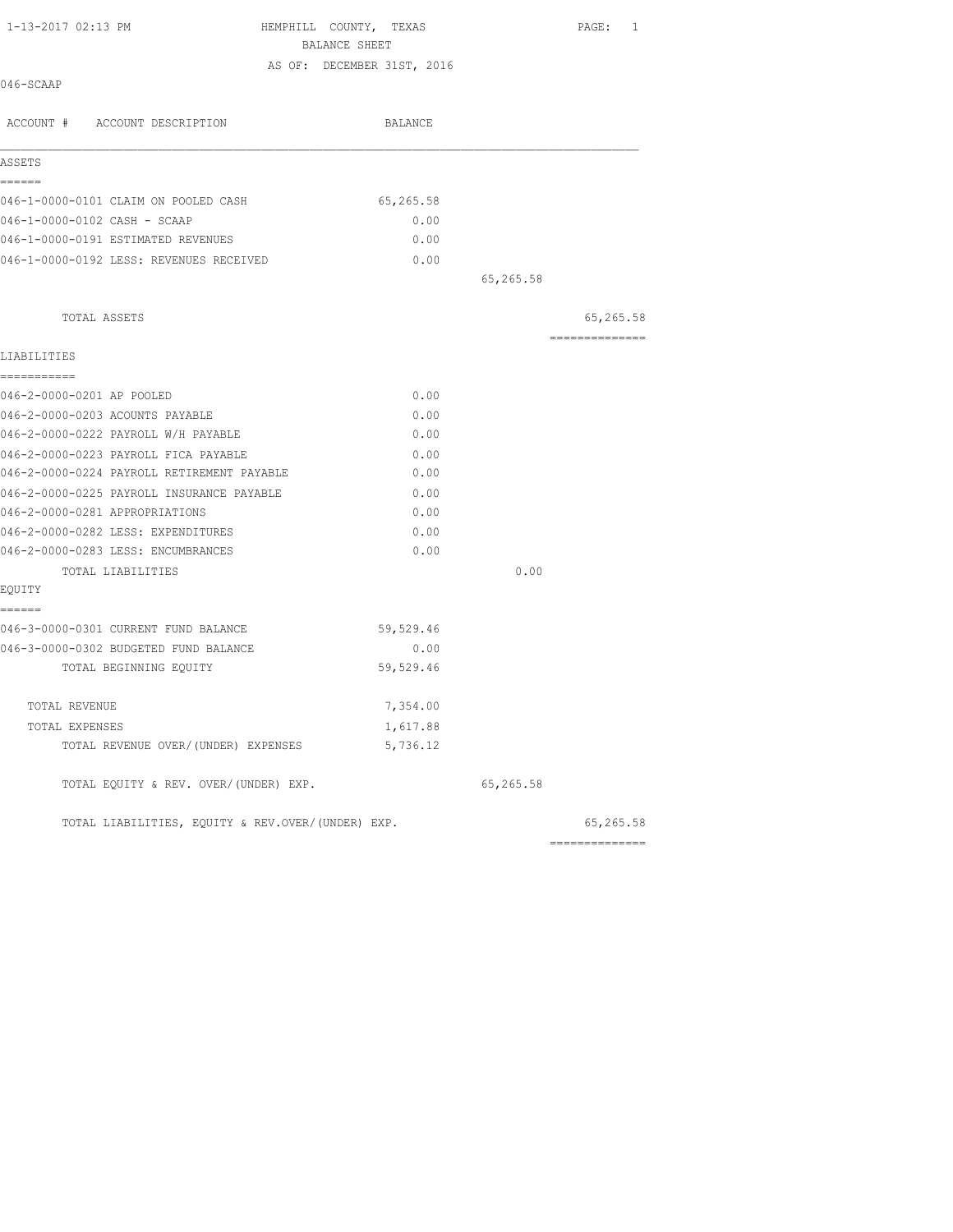1-13-2017 02:13 PM

# HEMPHILL COUNTY, TEXAS

## BALANCE SHEET

AS OF: DECEMBER 31ST, 2016

046-SCAAP

| ACCOUNT # | ACCOUNT DESCRIPTION | BALANCE | | |
|---|---|---|---|---|
| **ASSETS** | | | | |
| 046-1-0000-0101 | CLAIM ON POOLED CASH | 65,265.58 | | |
| 046-1-0000-0102 | CASH - SCAAP | 0.00 | | |
| 046-1-0000-0191 | ESTIMATED REVENUES | 0.00 | | |
| 046-1-0000-0192 | LESS: REVENUES RECEIVED | 0.00 | | |
| | | | 65,265.58 | |
| | TOTAL ASSETS | | | 65,265.58 |
| **LIABILITIES** | | | | |
| 046-2-0000-0201 | AP POOLED | 0.00 | | |
| 046-2-0000-0203 | ACOUNTS PAYABLE | 0.00 | | |
| 046-2-0000-0222 | PAYROLL W/H PAYABLE | 0.00 | | |
| 046-2-0000-0223 | PAYROLL FICA PAYABLE | 0.00 | | |
| 046-2-0000-0224 | PAYROLL RETIREMENT PAYABLE | 0.00 | | |
| 046-2-0000-0225 | PAYROLL INSURANCE PAYABLE | 0.00 | | |
| 046-2-0000-0281 | APPROPRIATIONS | 0.00 | | |
| 046-2-0000-0282 | LESS: EXPENDITURES | 0.00 | | |
| 046-2-0000-0283 | LESS: ENCUMBRANCES | 0.00 | | |
| | TOTAL LIABILITIES | | 0.00 | |
| **EQUITY** | | | | |
| 046-3-0000-0301 | CURRENT FUND BALANCE | 59,529.46 | | |
| 046-3-0000-0302 | BUDGETED FUND BALANCE | 0.00 | | |
| | TOTAL BEGINNING EQUITY | 59,529.46 | | |
| | TOTAL REVENUE | 7,354.00 | | |
| | TOTAL EXPENSES | 1,617.88 | | |
| | TOTAL REVENUE OVER/(UNDER) EXPENSES | 5,736.12 | | |
| | TOTAL EQUITY & REV. OVER/(UNDER) EXP. | | 65,265.58 | |
| | TOTAL LIABILITIES, EQUITY & REV.OVER/(UNDER) EXP. | | | 65,265.58 |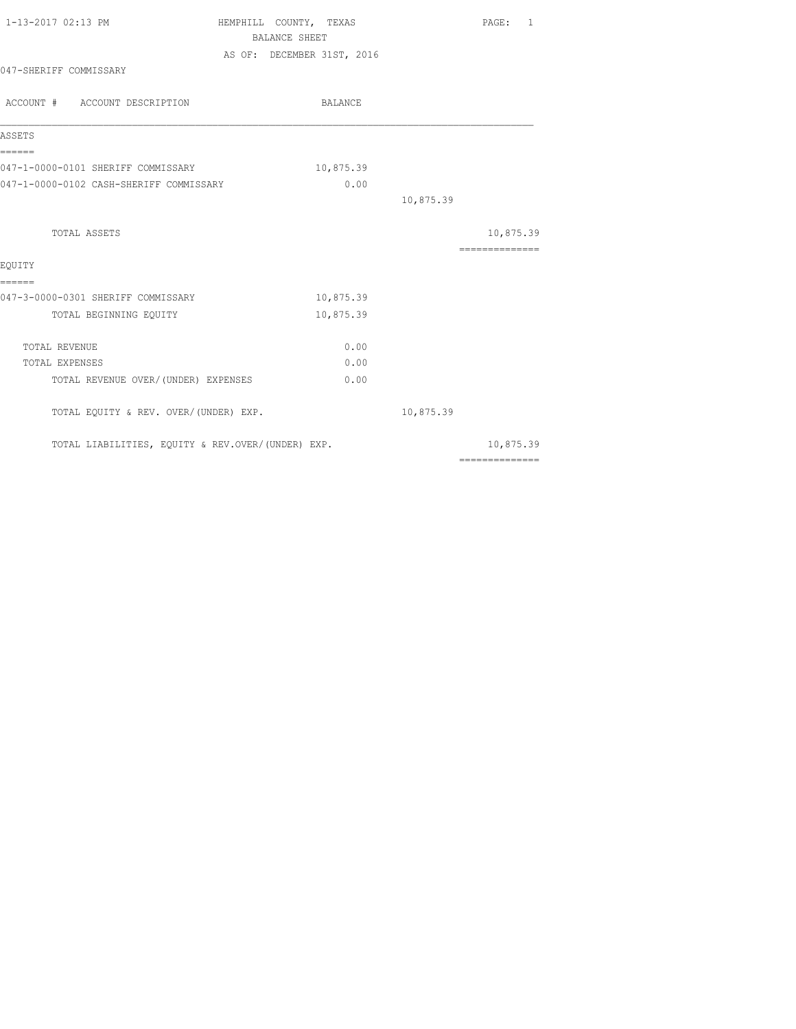1-13-2017 02:13 PM

# HEMPHILL COUNTY, TEXAS

## BALANCE SHEET

AS OF: DECEMBER 31ST, 2016

047-SHERIFF COMMISSARY

| ACCOUNT # ACCOUNT DESCRIPTION | BALANCE | | |
|---|---|---|---|
| **ASSETS** | | | |
| 047-1-0000-0101 SHERIFF COMMISSARY | 10,875.39 | | |
| 047-1-0000-0102 CASH-SHERIFF COMMISSARY | 0.00 | | |
| | | 10,875.39 | |
| TOTAL ASSETS | | | 10,875.39 |
| **EQUITY** | | | |
| 047-3-0000-0301 SHERIFF COMMISSARY | 10,875.39 | | |
| TOTAL BEGINNING EQUITY | 10,875.39 | | |
| TOTAL REVENUE | 0.00 | | |
| TOTAL EXPENSES | 0.00 | | |
| TOTAL REVENUE OVER/(UNDER) EXPENSES | 0.00 | | |
| TOTAL EQUITY & REV. OVER/(UNDER) EXP. | | 10,875.39 | |
| TOTAL LIABILITIES, EQUITY & REV.OVER/(UNDER) EXP. | | | 10,875.39 |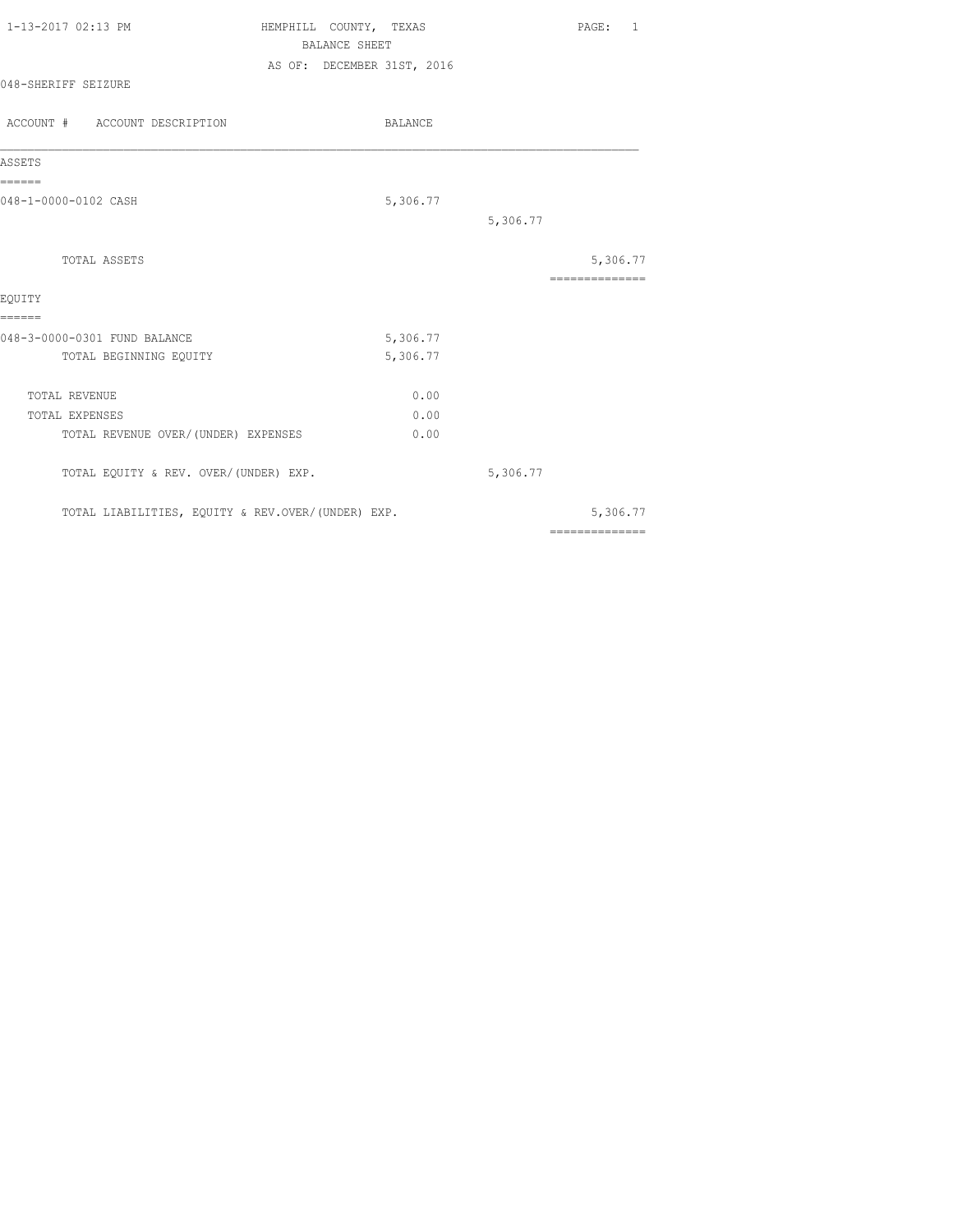1-13-2017 02:13 PM

# HEMPHILL COUNTY, TEXAS

## BALANCE SHEET

AS OF: DECEMBER 31ST, 2016

048-SHERIFF SEIZURE

| ACCOUNT # ACCOUNT DESCRIPTION | BALANCE | | |
|---|---|---|---|
| **ASSETS** | | | |
| 048-1-0000-0102 CASH | 5,306.77 | | |
| | | 5,306.77 | |
| TOTAL ASSETS | | | 5,306.77 |
| **EQUITY** | | | |
| 048-3-0000-0301 FUND BALANCE | 5,306.77 | | |
| TOTAL BEGINNING EQUITY | 5,306.77 | | |
| TOTAL REVENUE | 0.00 | | |
| TOTAL EXPENSES | 0.00 | | |
| TOTAL REVENUE OVER/(UNDER) EXPENSES | 0.00 | | |
| TOTAL EQUITY & REV. OVER/(UNDER) EXP. | | 5,306.77 | |
| TOTAL LIABILITIES, EQUITY & REV.OVER/(UNDER) EXP. | | | 5,306.77 |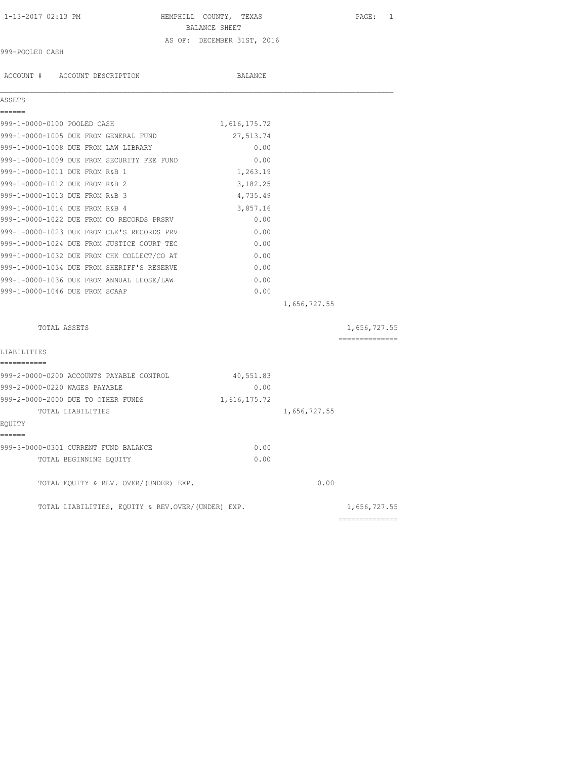1-13-2017 02:13 PM HEMPHILL COUNTY, TEXAS PAGE: 1

BALANCE SHEET

AS OF: DECEMBER 31ST, 2016

999-POOLED CASH

| ACCOUNT # ACCOUNT DESCRIPTION | BALANCE | | |
|---|---|---|---|
| **ASSETS** | | | |
| 999-1-0000-0100 POOLED CASH | 1,616,175.72 | | |
| 999-1-0000-1005 DUE FROM GENERAL FUND | 27,513.74 | | |
| 999-1-0000-1008 DUE FROM LAW LIBRARY | 0.00 | | |
| 999-1-0000-1009 DUE FROM SECURITY FEE FUND | 0.00 | | |
| 999-1-0000-1011 DUE FROM R&B 1 | 1,263.19 | | |
| 999-1-0000-1012 DUE FROM R&B 2 | 3,182.25 | | |
| 999-1-0000-1013 DUE FROM R&B 3 | 4,735.49 | | |
| 999-1-0000-1014 DUE FROM R&B 4 | 3,857.16 | | |
| 999-1-0000-1022 DUE FROM CO RECORDS PRSRV | 0.00 | | |
| 999-1-0000-1023 DUE FROM CLK'S RECORDS PRV | 0.00 | | |
| 999-1-0000-1024 DUE FROM JUSTICE COURT TEC | 0.00 | | |
| 999-1-0000-1032 DUE FROM CHK COLLECT/CO AT | 0.00 | | |
| 999-1-0000-1034 DUE FROM SHERIFF'S RESERVE | 0.00 | | |
| 999-1-0000-1036 DUE FROM ANNUAL LEOSE/LAW | 0.00 | | |
| 999-1-0000-1046 DUE FROM SCAAP | 0.00 | | |
| | | 1,656,727.55 | |
| TOTAL ASSETS | | | 1,656,727.55 |
| **LIABILITIES** | | | |
| 999-2-0000-0200 ACCOUNTS PAYABLE CONTROL | 40,551.83 | | |
| 999-2-0000-0220 WAGES PAYABLE | 0.00 | | |
| 999-2-0000-2000 DUE TO OTHER FUNDS | 1,616,175.72 | | |
| TOTAL LIABILITIES | | 1,656,727.55 | |
| **EQUITY** | | | |
| 999-3-0000-0301 CURRENT FUND BALANCE | 0.00 | | |
| TOTAL BEGINNING EQUITY | 0.00 | | |
| TOTAL EQUITY & REV. OVER/(UNDER) EXP. | | 0.00 | |
| TOTAL LIABILITIES, EQUITY & REV.OVER/(UNDER) EXP. | | | 1,656,727.55 |